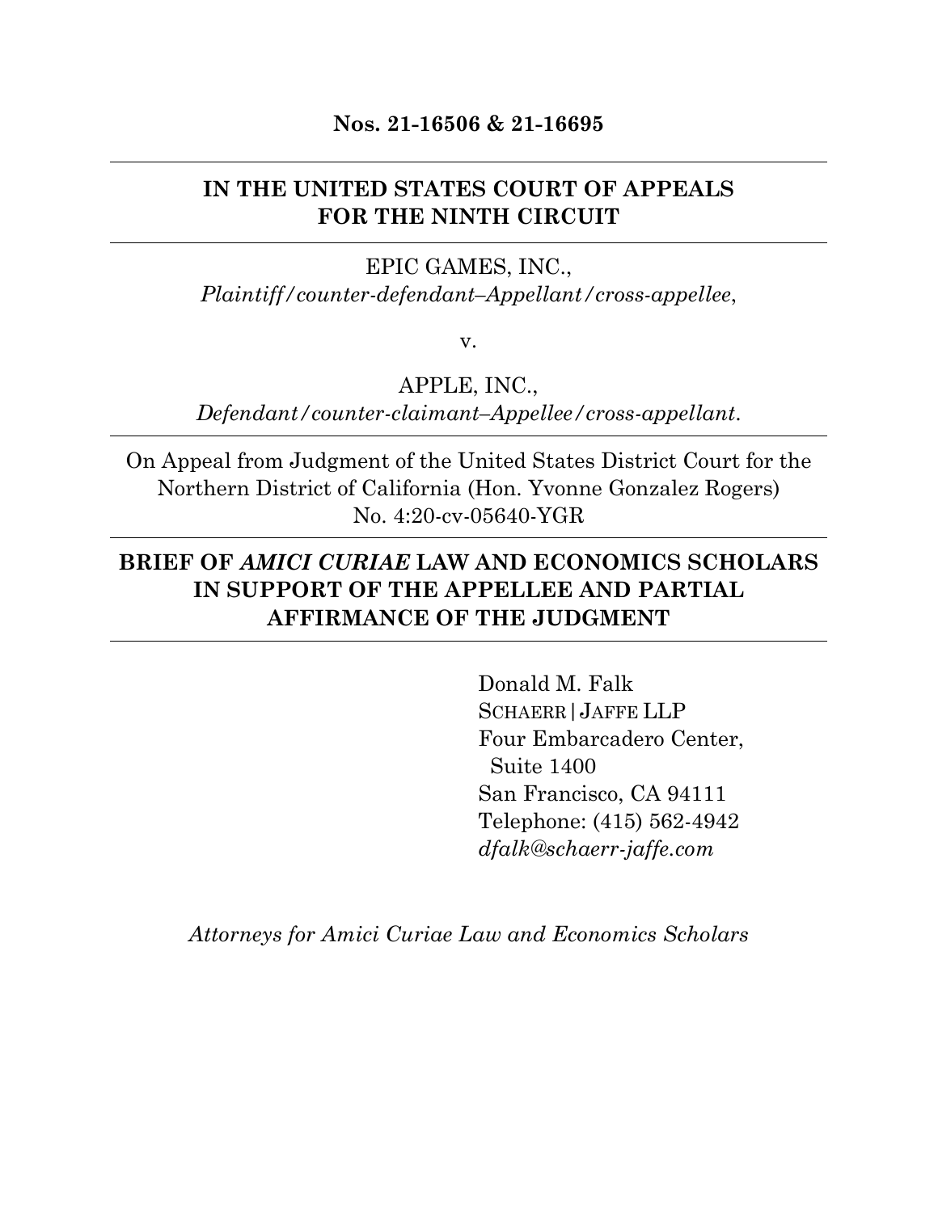**Nos. 21-16506 & 21-16695**

---

**IN THE UNITED STATES COURT OF APPEALS FOR THE NINTH CIRCUIT**

---

EPIC GAMES, INC.,
*Plaintiff/counter-defendant–Appellant/cross-appellee*,

v.

APPLE, INC.,
*Defendant/counter-claimant–Appellee/cross-appellant*.

---

On Appeal from Judgment of the United States District Court for the Northern District of California (Hon. Yvonne Gonzalez Rogers)
No. 4:20-cv-05640-YGR

---

**BRIEF OF *AMICI CURIAE* LAW AND ECONOMICS SCHOLARS IN SUPPORT OF THE APPELLEE AND PARTIAL AFFIRMANCE OF THE JUDGMENT**

---

Donald M. Falk
SCHAERR | JAFFE LLP
Four Embarcadero Center,
Suite 1400
San Francisco, CA 94111
Telephone: (415) 562-4942
*dfalk@schaerr-jaffe.com*

*Attorneys for Amici Curiae Law and Economics Scholars*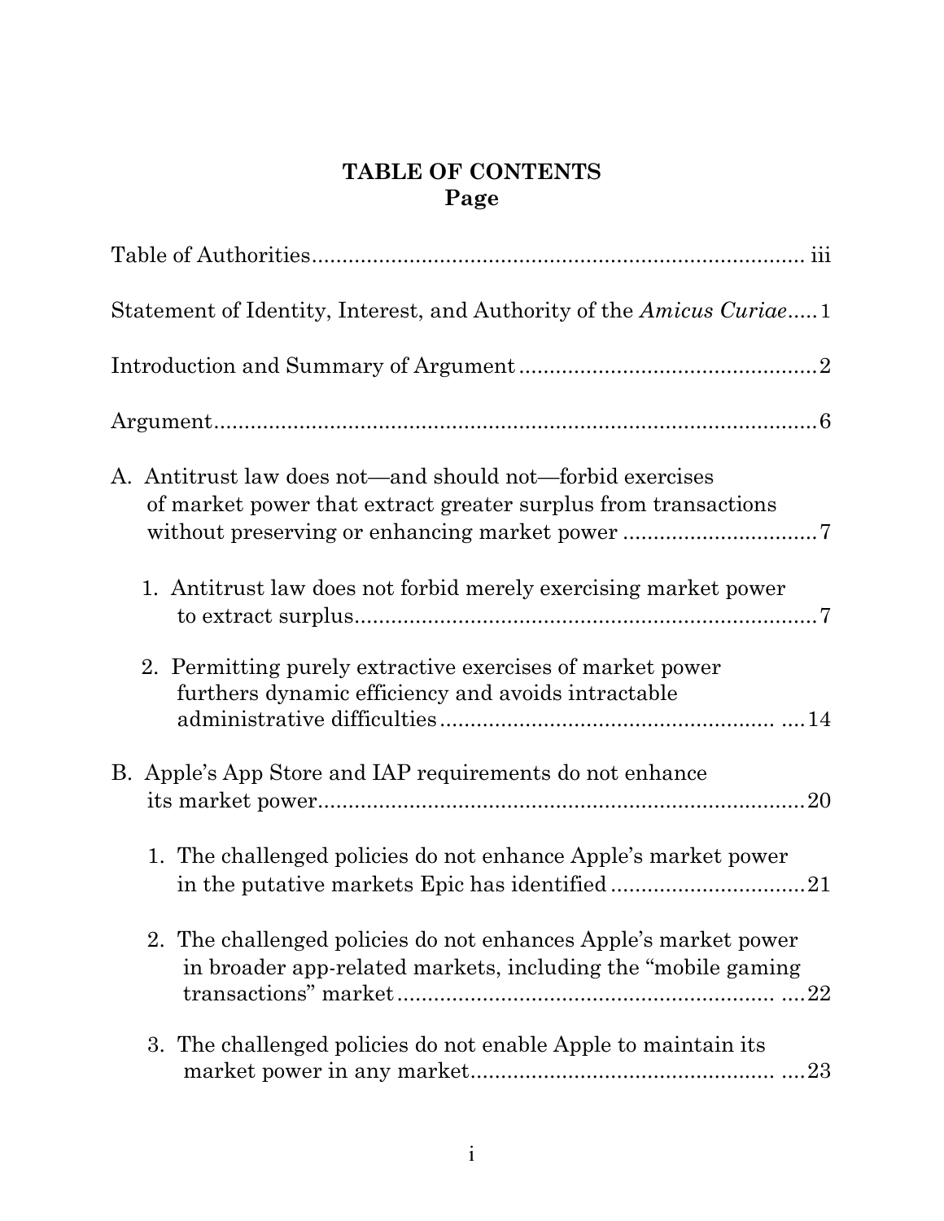# TABLE OF CONTENTS

**Page**

Table of Authorities ............................................................................ iii

Statement of Identity, Interest, and Authority of the *Amicus Curiae*..... 1

Introduction and Summary of Argument ................................................ 2

Argument.................................................................................................. 6

A. Antitrust law does not—and should not—forbid exercises of market power that extract greater surplus from transactions without preserving or enhancing market power ................................ 7

  1. Antitrust law does not forbid merely exercising market power to extract surplus......................................................................... 7

  2. Permitting purely extractive exercises of market power furthers dynamic efficiency and avoids intractable administrative difficulties ...................................................... ....14

B. Apple's App Store and IAP requirements do not enhance its market power............................................................................ 20

  1. The challenged policies do not enhance Apple's market power in the putative markets Epic has identified ................................ 21

  2. The challenged policies do not enhances Apple's market power in broader app-related markets, including the "mobile gaming transactions" market ............................................................ ....22

  3. The challenged policies do not enable Apple to maintain its market power in any market.................................................. ....23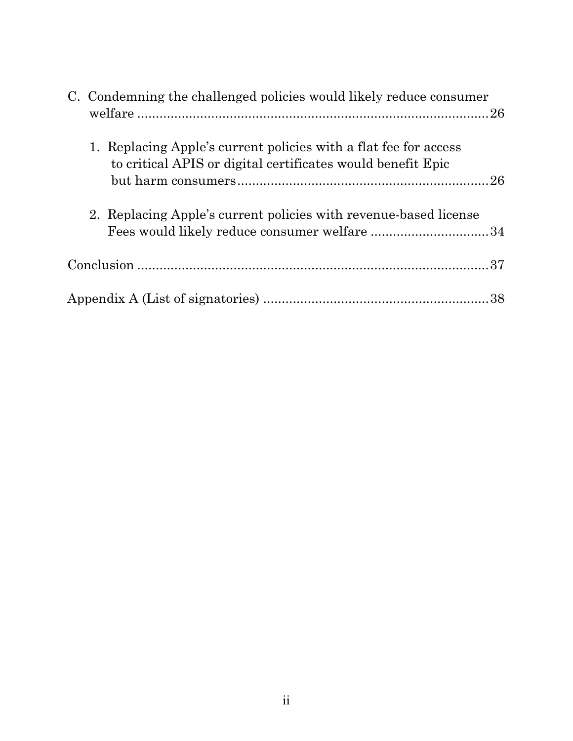C. Condemning the challenged policies would likely reduce consumer welfare ....................................................................................... 26

1. Replacing Apple's current policies with a flat fee for access to critical APIS or digital certificates would benefit Epic but harm consumers ........................................................... 26

2. Replacing Apple's current policies with revenue-based license Fees would likely reduce consumer welfare ................................ 34

Conclusion ........................................................................................ 37

Appendix A (List of signatories) ............................................................ 38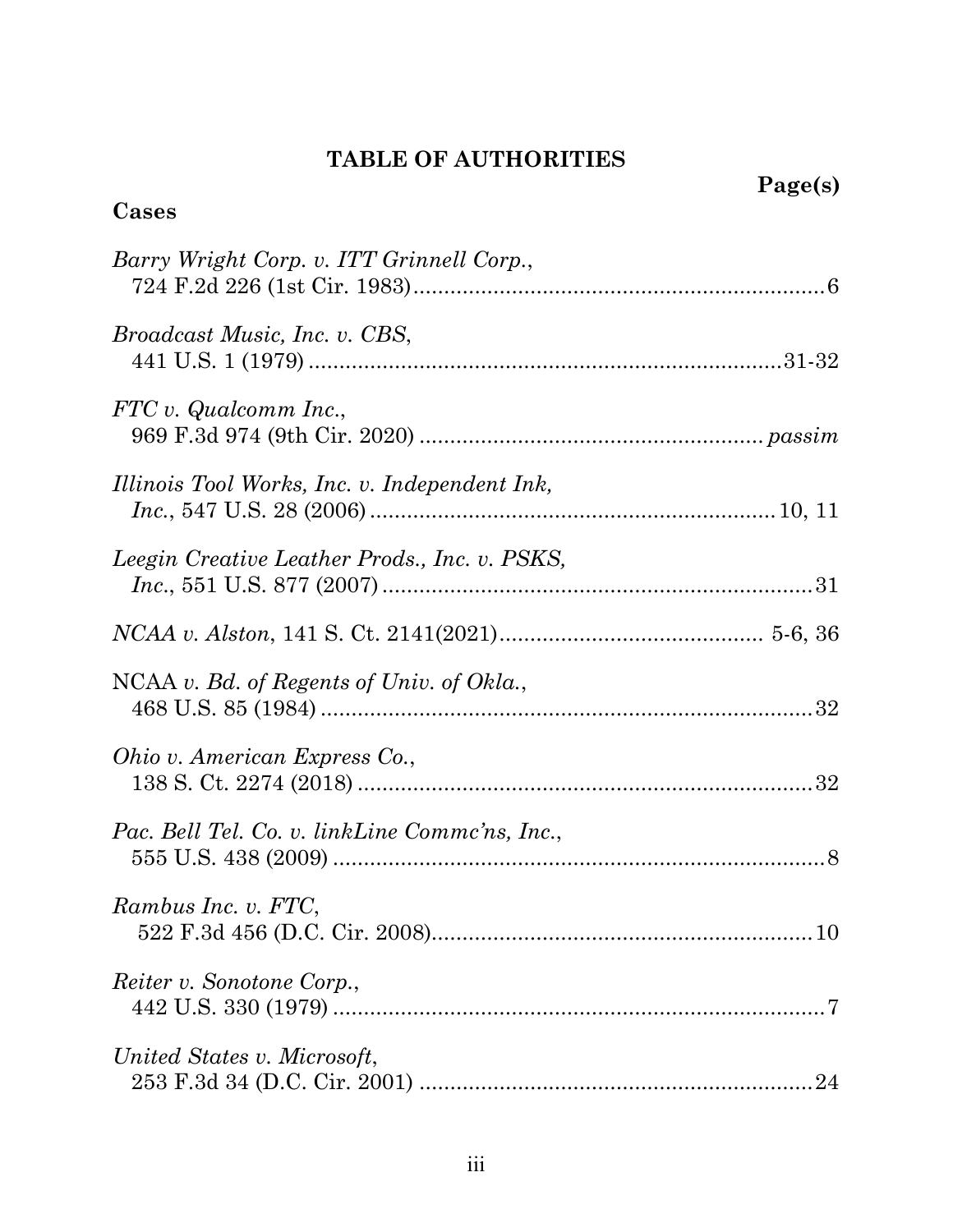# TABLE OF AUTHORITIES

**Page(s)**

**Cases**

*Barry Wright Corp. v. ITT Grinnell Corp.*, 724 F.2d 226 (1st Cir. 1983) .......... 6

*Broadcast Music, Inc. v. CBS*, 441 U.S. 1 (1979) .......... 31-32

*FTC v. Qualcomm Inc.*, 969 F.3d 974 (9th Cir. 2020) .......... *passim*

*Illinois Tool Works, Inc. v. Independent Ink, Inc.*, 547 U.S. 28 (2006) .......... 10, 11

*Leegin Creative Leather Prods., Inc. v. PSKS, Inc.*, 551 U.S. 877 (2007) .......... 31

*NCAA v. Alston*, 141 S. Ct. 2141(2021) .......... 5-6, 36

NCAA *v. Bd. of Regents of Univ. of Okla.*, 468 U.S. 85 (1984) .......... 32

*Ohio v. American Express Co.*, 138 S. Ct. 2274 (2018) .......... 32

*Pac. Bell Tel. Co. v. linkLine Commc'ns, Inc.*, 555 U.S. 438 (2009) .......... 8

*Rambus Inc. v. FTC*, 522 F.3d 456 (D.C. Cir. 2008) .......... 10

*Reiter v. Sonotone Corp.*, 442 U.S. 330 (1979) .......... 7

*United States v. Microsoft*, 253 F.3d 34 (D.C. Cir. 2001) .......... 24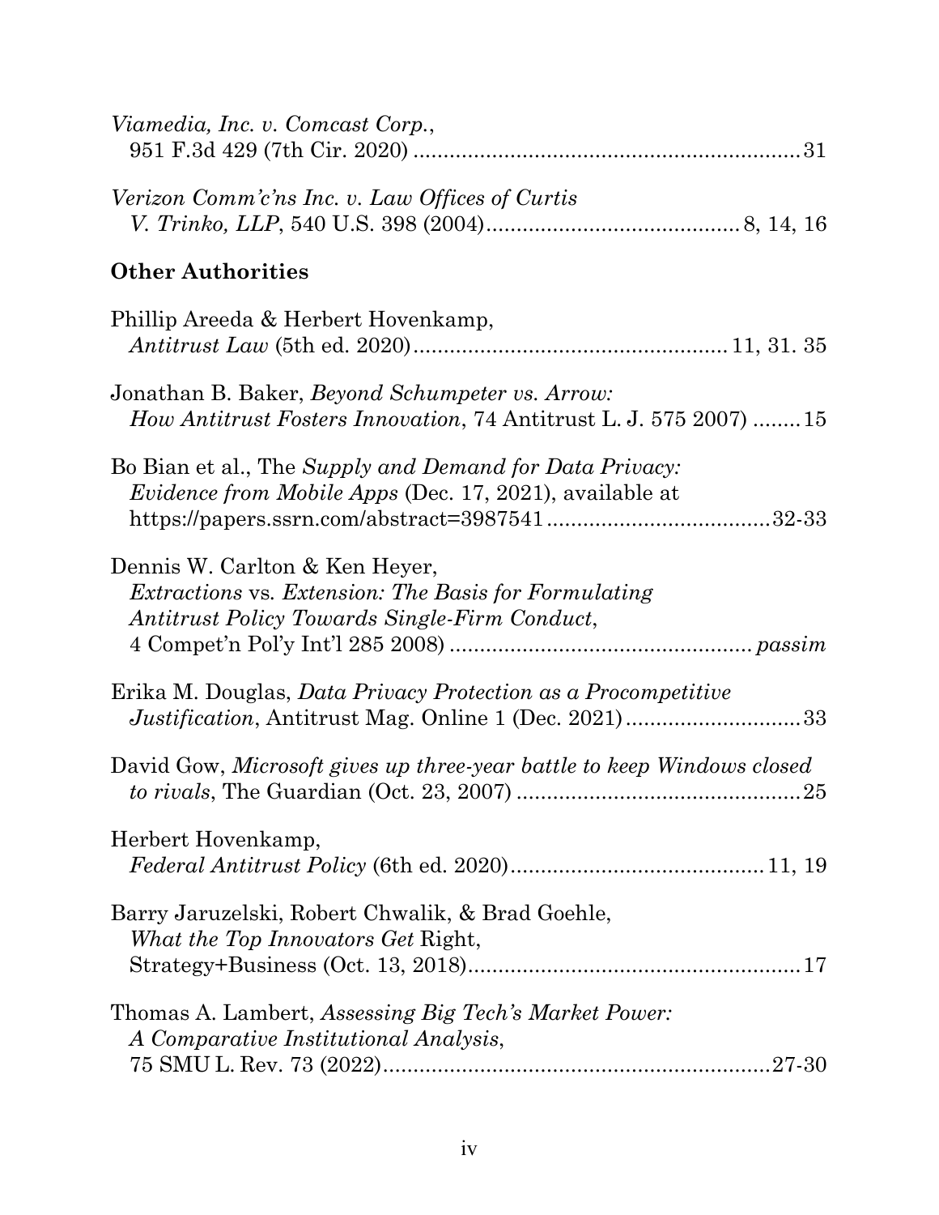*Viamedia, Inc. v. Comcast Corp.*, 951 F.3d 429 (7th Cir. 2020) ............................................................... 31

*Verizon Comm'c'ns Inc. v. Law Offices of Curtis V. Trinko, LLP*, 540 U.S. 398 (2004)......................................... 8, 14, 16

**Other Authorities**

Phillip Areeda & Herbert Hovenkamp, *Antitrust Law* (5th ed. 2020)................................................... 11, 31. 35

Jonathan B. Baker, *Beyond Schumpeter vs. Arrow: How Antitrust Fosters Innovation*, 74 Antitrust L. J. 575 2007) ........ 15

Bo Bian et al., The *Supply and Demand for Data Privacy: Evidence from Mobile Apps* (Dec. 17, 2021), available at https://papers.ssrn.com/abstract=3987541..................................... 32-33

Dennis W. Carlton & Ken Heyer, *Extractions* vs. *Extension: The Basis for Formulating Antitrust Policy Towards Single-Firm Conduct*, 4 Compet'n Pol'y Int'l 285 2008) ................................................. *passim*

Erika M. Douglas, *Data Privacy Protection as a Procompetitive Justification*, Antitrust Mag. Online 1 (Dec. 2021)............................. 33

David Gow, *Microsoft gives up three-year battle to keep Windows closed to rivals*, The Guardian (Oct. 23, 2007) ............................................... 25

Herbert Hovenkamp, *Federal Antitrust Policy* (6th ed. 2020)......................................... 11, 19

Barry Jaruzelski, Robert Chwalik, & Brad Goehle, *What the Top Innovators Get* Right, Strategy+Business (Oct. 13, 2018)....................................................... 17

Thomas A. Lambert, *Assessing Big Tech's Market Power: A Comparative Institutional Analysis*, 75 SMU L. Rev. 73 (2022)................................................................ 27-30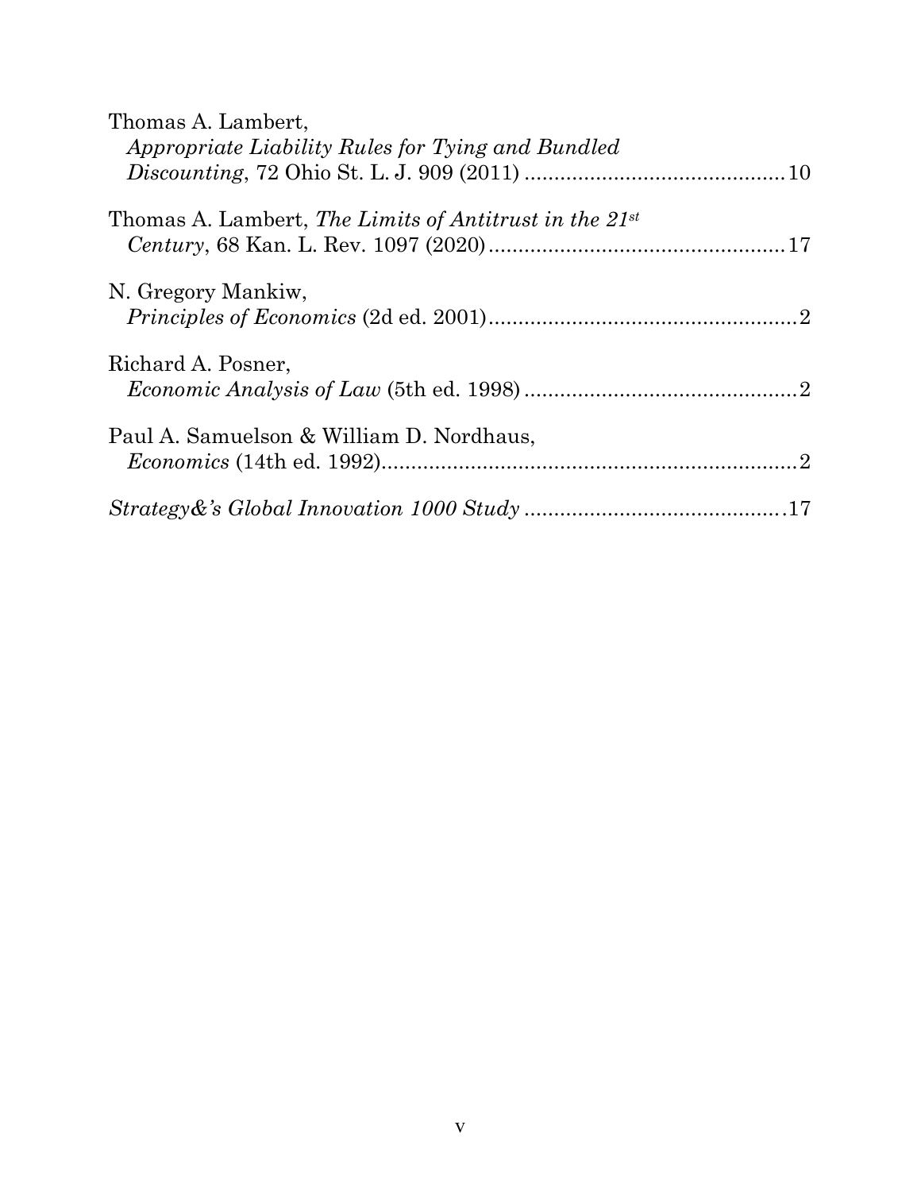Thomas A. Lambert,
*Appropriate Liability Rules for Tying and Bundled Discounting*, 72 Ohio St. L. J. 909 (2011) ............................................ 10

Thomas A. Lambert, *The Limits of Antitrust in the 21st Century*, 68 Kan. L. Rev. 1097 (2020) .................................................. 17

N. Gregory Mankiw,
*Principles of Economics* (2d ed. 2001) .................................................... 2

Richard A. Posner,
*Economic Analysis of Law* (5th ed. 1998) .............................................. 2

Paul A. Samuelson & William D. Nordhaus,
*Economics* (14th ed. 1992) ....................................................................... 2

*Strategy&'s Global Innovation 1000 Study* ............................................ 17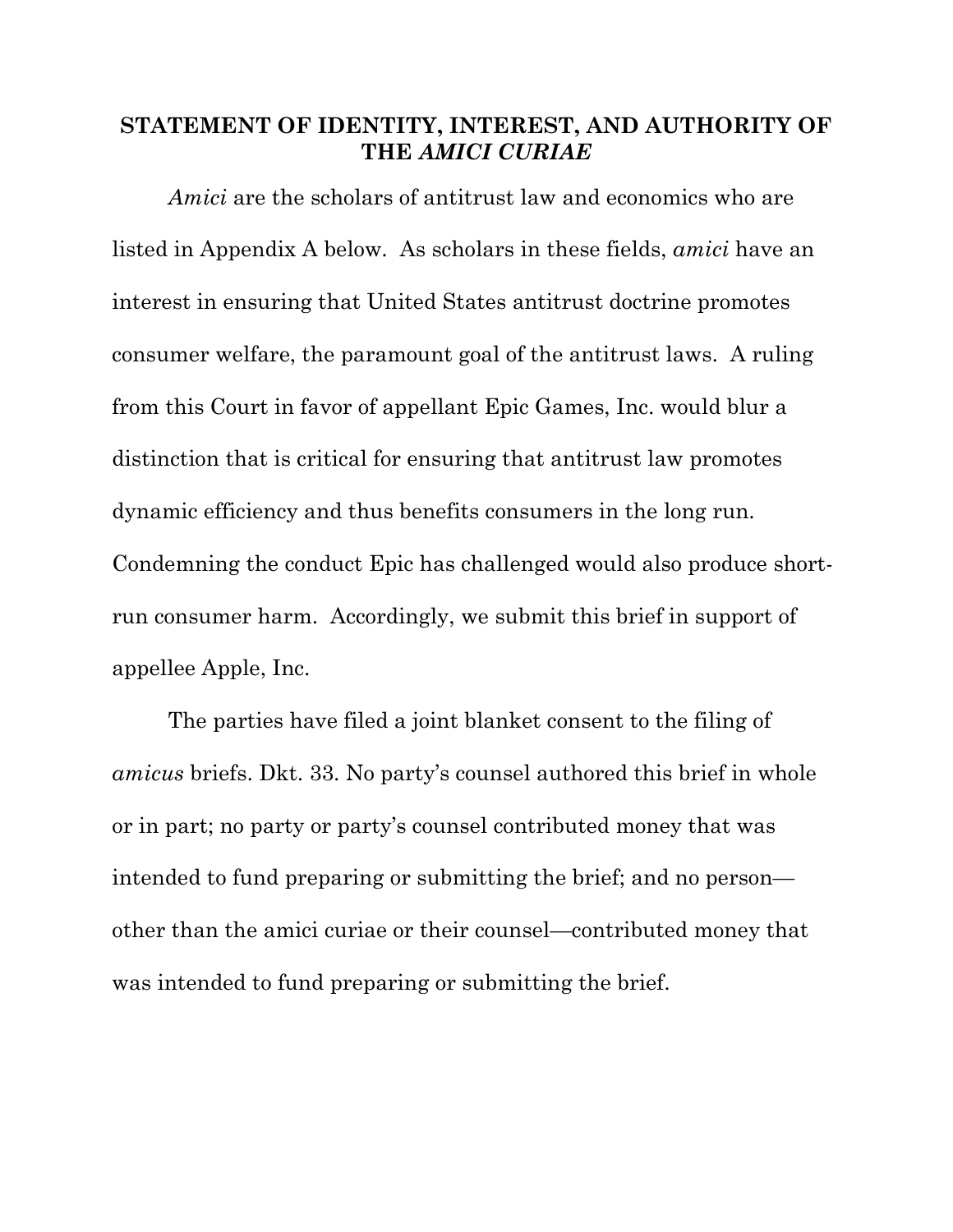## STATEMENT OF IDENTITY, INTEREST, AND AUTHORITY OF THE *AMICI CURIAE*

*Amici* are the scholars of antitrust law and economics who are listed in Appendix A below. As scholars in these fields, *amici* have an interest in ensuring that United States antitrust doctrine promotes consumer welfare, the paramount goal of the antitrust laws. A ruling from this Court in favor of appellant Epic Games, Inc. would blur a distinction that is critical for ensuring that antitrust law promotes dynamic efficiency and thus benefits consumers in the long run. Condemning the conduct Epic has challenged would also produce short-run consumer harm. Accordingly, we submit this brief in support of appellee Apple, Inc.

The parties have filed a joint blanket consent to the filing of *amicus* briefs. Dkt. 33. No party's counsel authored this brief in whole or in part; no party or party's counsel contributed money that was intended to fund preparing or submitting the brief; and no person—other than the amici curiae or their counsel—contributed money that was intended to fund preparing or submitting the brief.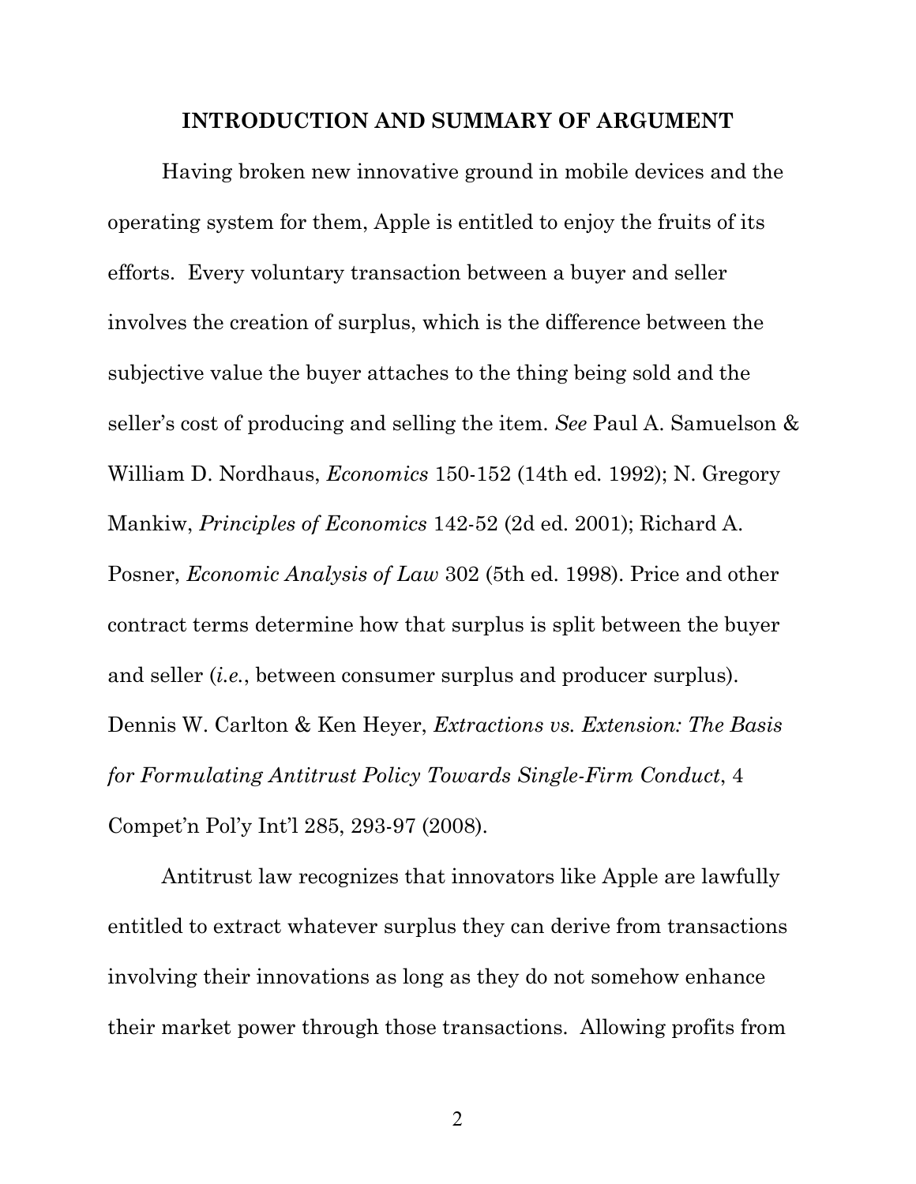## INTRODUCTION AND SUMMARY OF ARGUMENT

Having broken new innovative ground in mobile devices and the operating system for them, Apple is entitled to enjoy the fruits of its efforts. Every voluntary transaction between a buyer and seller involves the creation of surplus, which is the difference between the subjective value the buyer attaches to the thing being sold and the seller's cost of producing and selling the item. *See* Paul A. Samuelson & William D. Nordhaus, *Economics* 150-152 (14th ed. 1992); N. Gregory Mankiw, *Principles of Economics* 142-52 (2d ed. 2001); Richard A. Posner, *Economic Analysis of Law* 302 (5th ed. 1998). Price and other contract terms determine how that surplus is split between the buyer and seller (*i.e.*, between consumer surplus and producer surplus). Dennis W. Carlton & Ken Heyer, *Extractions vs. Extension: The Basis for Formulating Antitrust Policy Towards Single-Firm Conduct*, 4 Compet'n Pol'y Int'l 285, 293-97 (2008).

Antitrust law recognizes that innovators like Apple are lawfully entitled to extract whatever surplus they can derive from transactions involving their innovations as long as they do not somehow enhance their market power through those transactions. Allowing profits from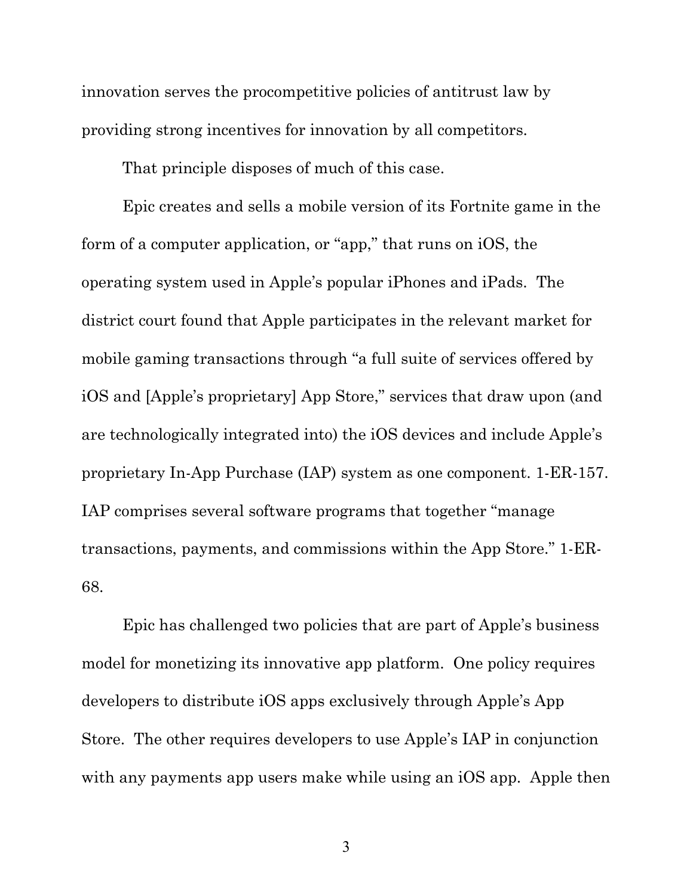innovation serves the procompetitive policies of antitrust law by providing strong incentives for innovation by all competitors.

That principle disposes of much of this case.

Epic creates and sells a mobile version of its Fortnite game in the form of a computer application, or "app," that runs on iOS, the operating system used in Apple's popular iPhones and iPads. The district court found that Apple participates in the relevant market for mobile gaming transactions through "a full suite of services offered by iOS and [Apple's proprietary] App Store," services that draw upon (and are technologically integrated into) the iOS devices and include Apple's proprietary In-App Purchase (IAP) system as one component. 1-ER-157. IAP comprises several software programs that together "manage transactions, payments, and commissions within the App Store." 1-ER-68.

Epic has challenged two policies that are part of Apple's business model for monetizing its innovative app platform. One policy requires developers to distribute iOS apps exclusively through Apple's App Store. The other requires developers to use Apple's IAP in conjunction with any payments app users make while using an iOS app. Apple then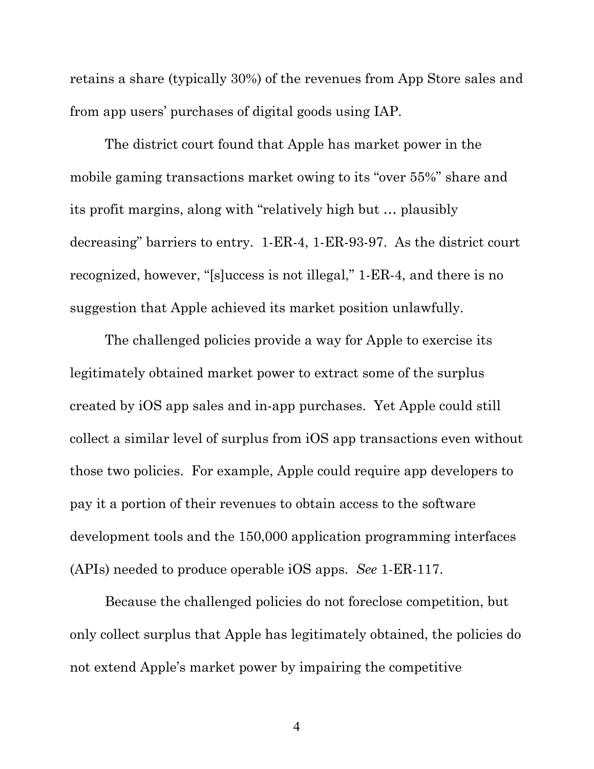retains a share (typically 30%) of the revenues from App Store sales and from app users' purchases of digital goods using IAP.

The district court found that Apple has market power in the mobile gaming transactions market owing to its "over 55%" share and its profit margins, along with "relatively high but … plausibly decreasing" barriers to entry. 1-ER-4, 1-ER-93-97. As the district court recognized, however, "[s]uccess is not illegal," 1-ER-4, and there is no suggestion that Apple achieved its market position unlawfully.

The challenged policies provide a way for Apple to exercise its legitimately obtained market power to extract some of the surplus created by iOS app sales and in-app purchases. Yet Apple could still collect a similar level of surplus from iOS app transactions even without those two policies. For example, Apple could require app developers to pay it a portion of their revenues to obtain access to the software development tools and the 150,000 application programming interfaces (APIs) needed to produce operable iOS apps. *See* 1-ER-117.

Because the challenged policies do not foreclose competition, but only collect surplus that Apple has legitimately obtained, the policies do not extend Apple's market power by impairing the competitive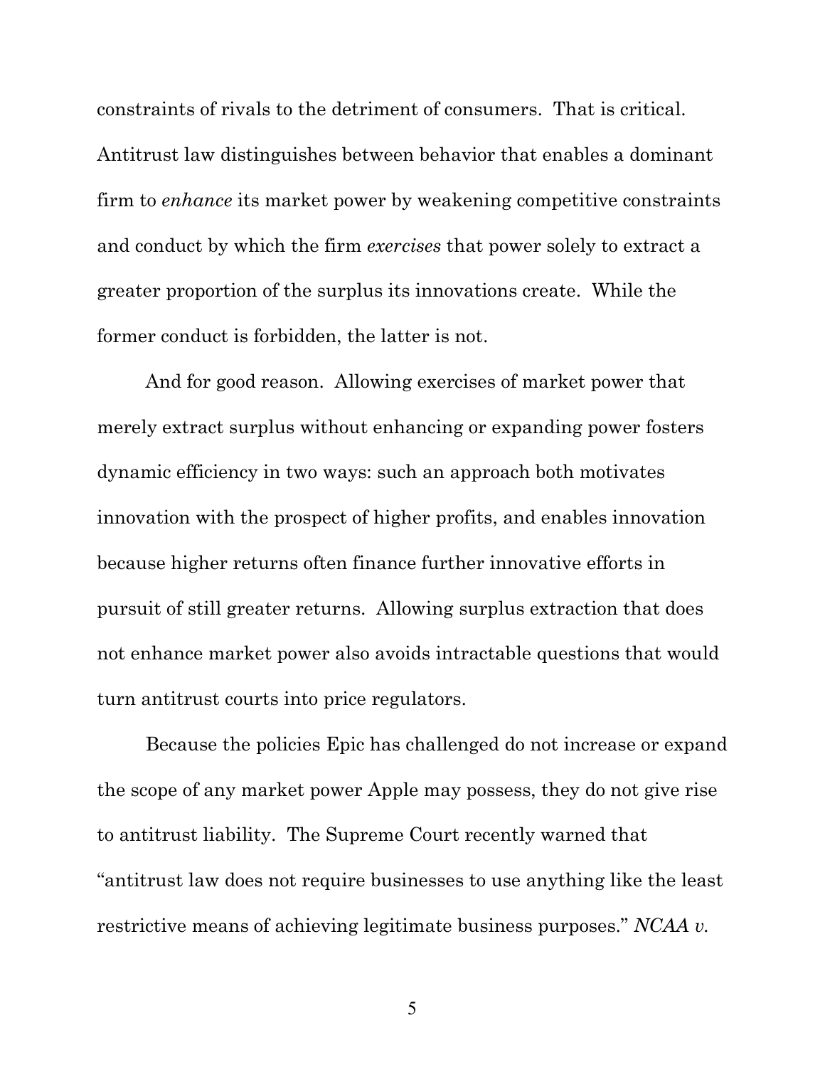constraints of rivals to the detriment of consumers. That is critical. Antitrust law distinguishes between behavior that enables a dominant firm to *enhance* its market power by weakening competitive constraints and conduct by which the firm *exercises* that power solely to extract a greater proportion of the surplus its innovations create. While the former conduct is forbidden, the latter is not.

And for good reason. Allowing exercises of market power that merely extract surplus without enhancing or expanding power fosters dynamic efficiency in two ways: such an approach both motivates innovation with the prospect of higher profits, and enables innovation because higher returns often finance further innovative efforts in pursuit of still greater returns. Allowing surplus extraction that does not enhance market power also avoids intractable questions that would turn antitrust courts into price regulators.

Because the policies Epic has challenged do not increase or expand the scope of any market power Apple may possess, they do not give rise to antitrust liability. The Supreme Court recently warned that "antitrust law does not require businesses to use anything like the least restrictive means of achieving legitimate business purposes." *NCAA v.*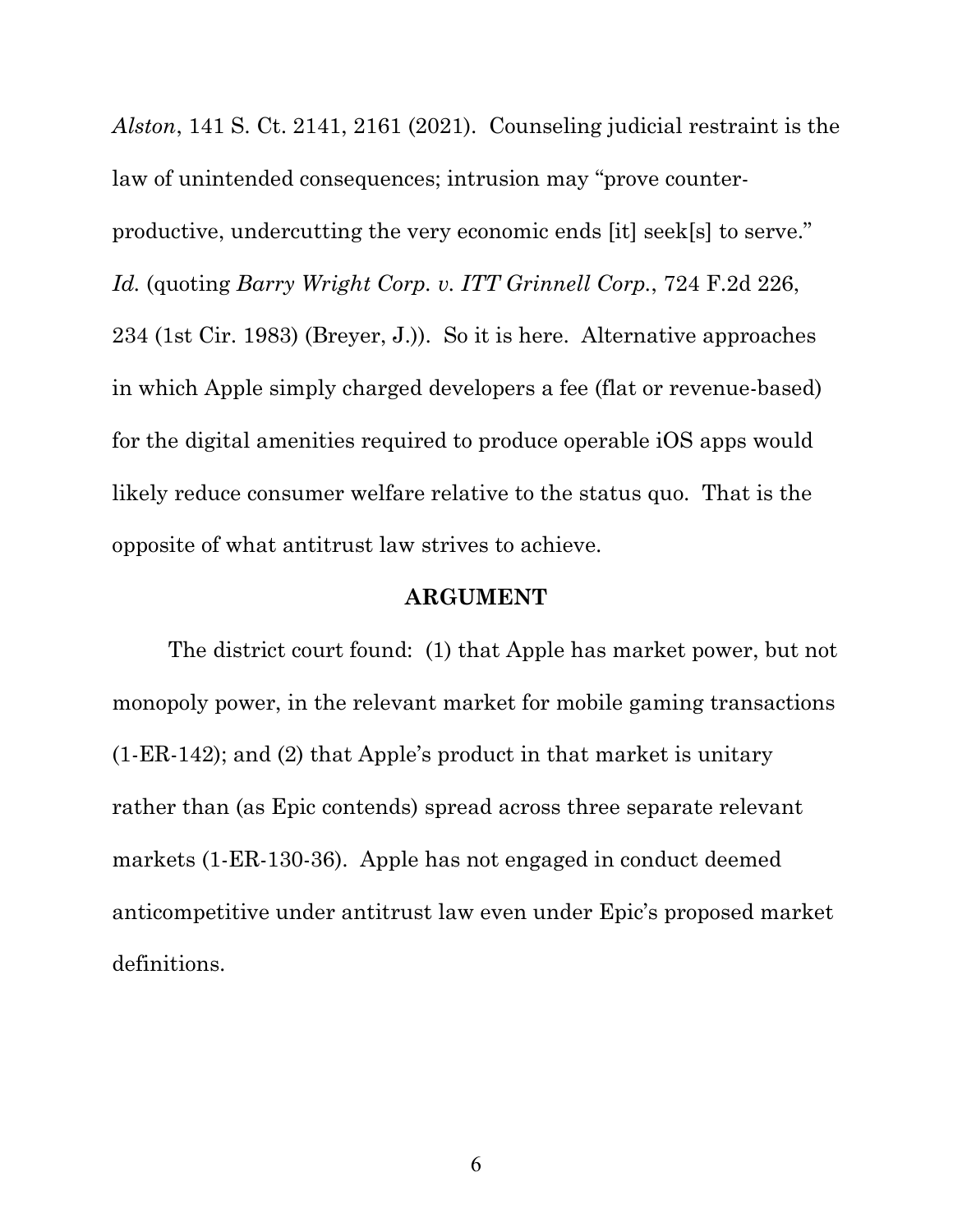*Alston*, 141 S. Ct. 2141, 2161 (2021). Counseling judicial restraint is the law of unintended consequences; intrusion may "prove counter-productive, undercutting the very economic ends [it] seek[s] to serve." *Id.* (quoting *Barry Wright Corp. v. ITT Grinnell Corp.*, 724 F.2d 226, 234 (1st Cir. 1983) (Breyer, J.)). So it is here. Alternative approaches in which Apple simply charged developers a fee (flat or revenue-based) for the digital amenities required to produce operable iOS apps would likely reduce consumer welfare relative to the status quo. That is the opposite of what antitrust law strives to achieve.

## ARGUMENT

The district court found: (1) that Apple has market power, but not monopoly power, in the relevant market for mobile gaming transactions (1-ER-142); and (2) that Apple's product in that market is unitary rather than (as Epic contends) spread across three separate relevant markets (1-ER-130-36). Apple has not engaged in conduct deemed anticompetitive under antitrust law even under Epic's proposed market definitions.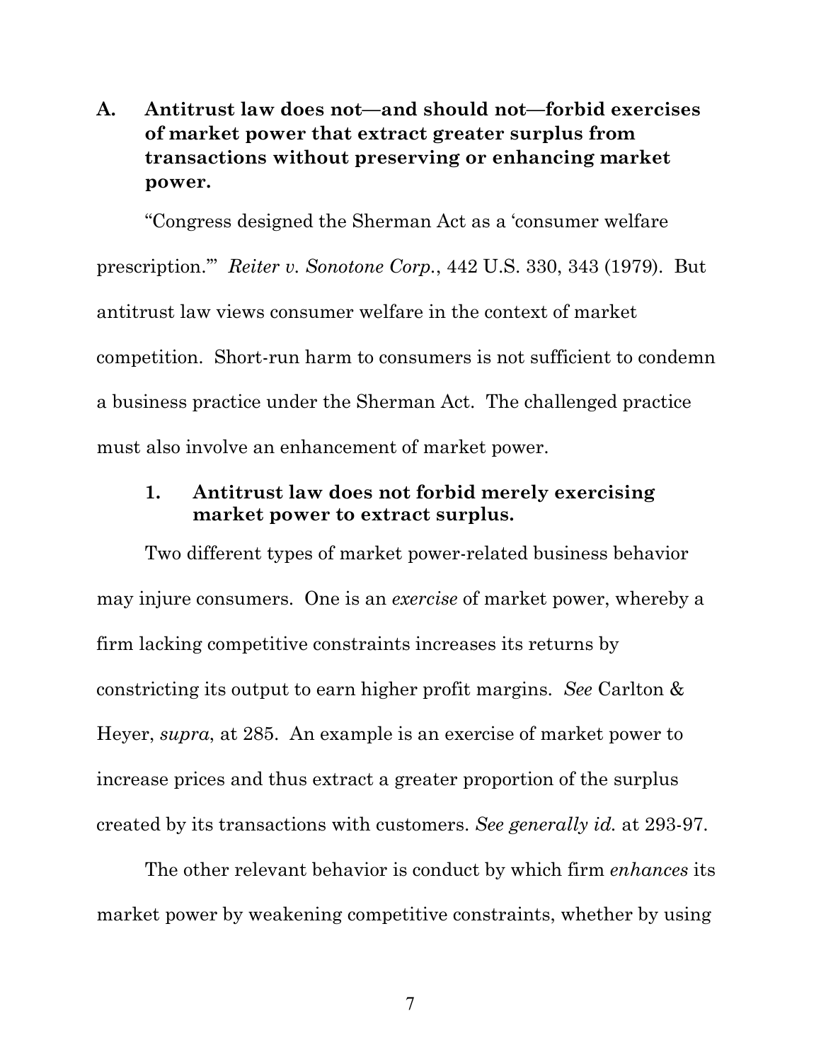## A. Antitrust law does not—and should not—forbid exercises of market power that extract greater surplus from transactions without preserving or enhancing market power.

"Congress designed the Sherman Act as a 'consumer welfare prescription.'" *Reiter v. Sonotone Corp.*, 442 U.S. 330, 343 (1979). But antitrust law views consumer welfare in the context of market competition. Short-run harm to consumers is not sufficient to condemn a business practice under the Sherman Act. The challenged practice must also involve an enhancement of market power.

### 1. Antitrust law does not forbid merely exercising market power to extract surplus.

Two different types of market power-related business behavior may injure consumers. One is an *exercise* of market power, whereby a firm lacking competitive constraints increases its returns by constricting its output to earn higher profit margins. *See* Carlton & Heyer, *supra*, at 285. An example is an exercise of market power to increase prices and thus extract a greater proportion of the surplus created by its transactions with customers. *See generally id.* at 293-97.

The other relevant behavior is conduct by which firm *enhances* its market power by weakening competitive constraints, whether by using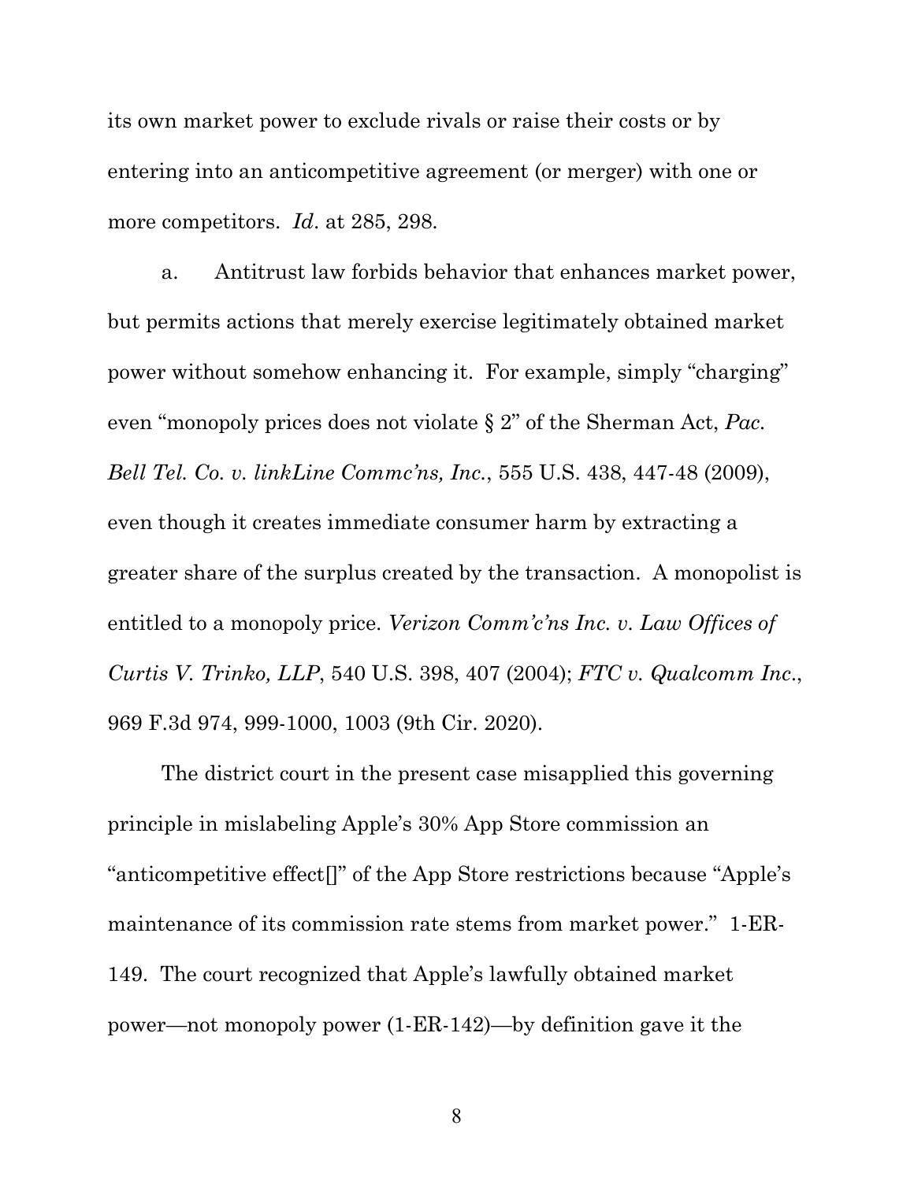its own market power to exclude rivals or raise their costs or by entering into an anticompetitive agreement (or merger) with one or more competitors. *Id*. at 285, 298.

a. Antitrust law forbids behavior that enhances market power, but permits actions that merely exercise legitimately obtained market power without somehow enhancing it. For example, simply "charging" even "monopoly prices does not violate § 2" of the Sherman Act, *Pac. Bell Tel. Co. v. linkLine Commc'ns, Inc.*, 555 U.S. 438, 447-48 (2009), even though it creates immediate consumer harm by extracting a greater share of the surplus created by the transaction. A monopolist is entitled to a monopoly price. *Verizon Comm'c'ns Inc. v. Law Offices of Curtis V. Trinko, LLP*, 540 U.S. 398, 407 (2004); *FTC v. Qualcomm Inc.*, 969 F.3d 974, 999-1000, 1003 (9th Cir. 2020).

The district court in the present case misapplied this governing principle in mislabeling Apple's 30% App Store commission an "anticompetitive effect[]" of the App Store restrictions because "Apple's maintenance of its commission rate stems from market power." 1-ER-149. The court recognized that Apple's lawfully obtained market power—not monopoly power (1-ER-142)—by definition gave it the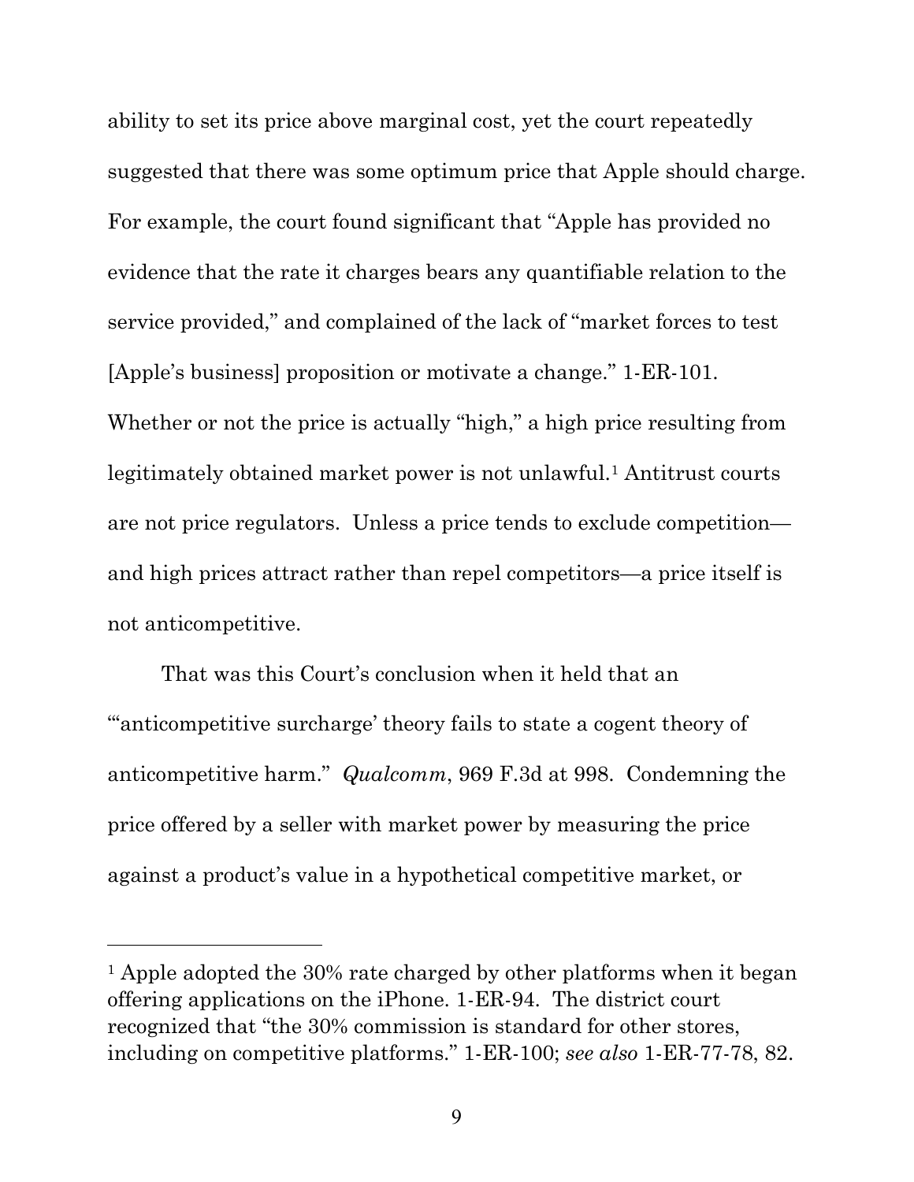ability to set its price above marginal cost, yet the court repeatedly suggested that there was some optimum price that Apple should charge. For example, the court found significant that "Apple has provided no evidence that the rate it charges bears any quantifiable relation to the service provided," and complained of the lack of "market forces to test [Apple's business] proposition or motivate a change." 1-ER-101. Whether or not the price is actually "high," a high price resulting from legitimately obtained market power is not unlawful.[1] Antitrust courts are not price regulators. Unless a price tends to exclude competition—and high prices attract rather than repel competitors—a price itself is not anticompetitive.

That was this Court's conclusion when it held that an "'anticompetitive surcharge' theory fails to state a cogent theory of anticompetitive harm." *Qualcomm*, 969 F.3d at 998. Condemning the price offered by a seller with market power by measuring the price against a product's value in a hypothetical competitive market, or

---

[1] Apple adopted the 30% rate charged by other platforms when it began offering applications on the iPhone. 1-ER-94. The district court recognized that "the 30% commission is standard for other stores, including on competitive platforms." 1-ER-100; *see also* 1-ER-77-78, 82.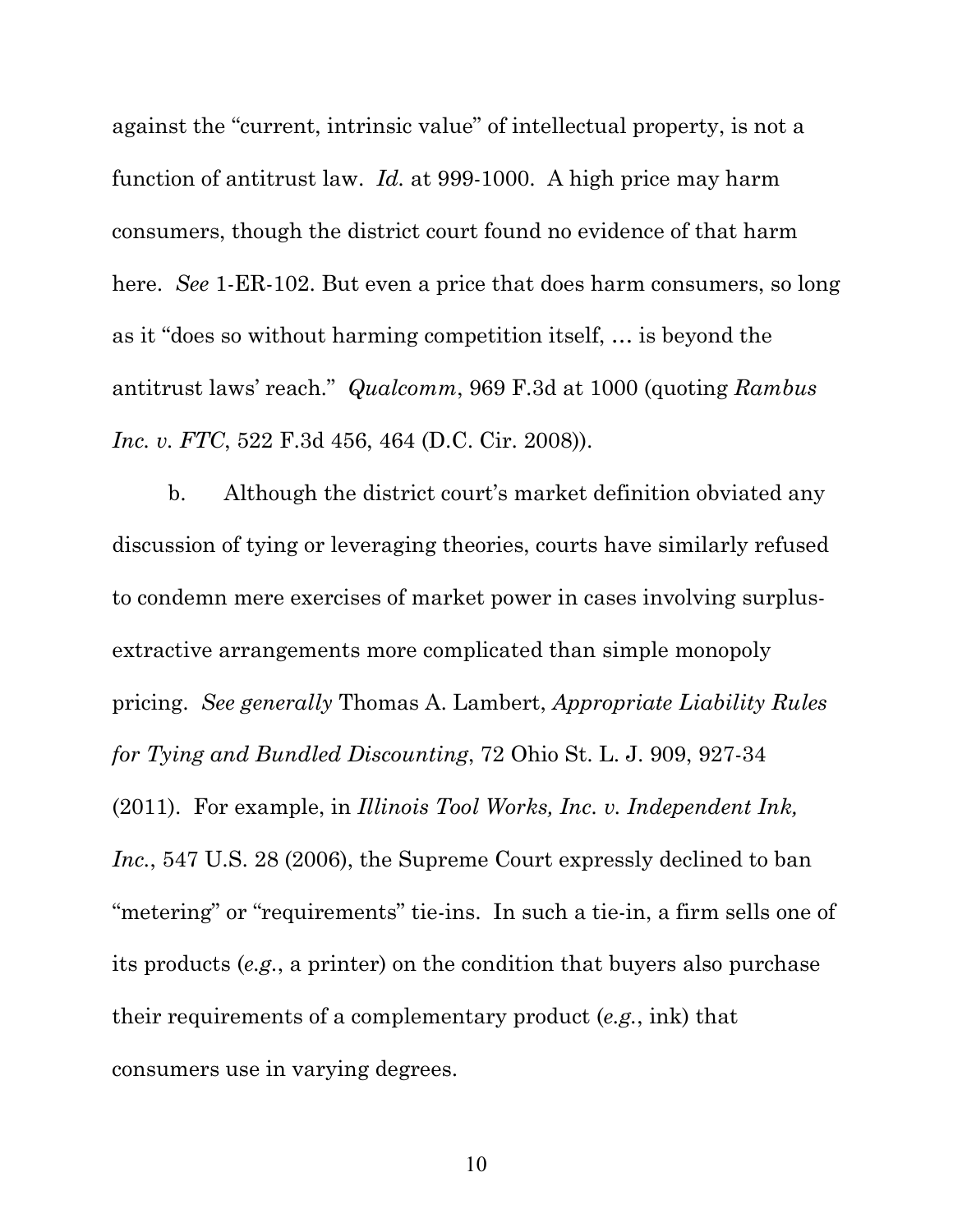against the "current, intrinsic value" of intellectual property, is not a function of antitrust law. *Id.* at 999-1000. A high price may harm consumers, though the district court found no evidence of that harm here. *See* 1-ER-102. But even a price that does harm consumers, so long as it "does so without harming competition itself, … is beyond the antitrust laws' reach." *Qualcomm*, 969 F.3d at 1000 (quoting *Rambus Inc. v. FTC*, 522 F.3d 456, 464 (D.C. Cir. 2008)).

b. Although the district court's market definition obviated any discussion of tying or leveraging theories, courts have similarly refused to condemn mere exercises of market power in cases involving surplus-extractive arrangements more complicated than simple monopoly pricing. *See generally* Thomas A. Lambert, *Appropriate Liability Rules for Tying and Bundled Discounting*, 72 Ohio St. L. J. 909, 927-34 (2011). For example, in *Illinois Tool Works, Inc. v. Independent Ink, Inc.*, 547 U.S. 28 (2006), the Supreme Court expressly declined to ban "metering" or "requirements" tie-ins. In such a tie-in, a firm sells one of its products (*e.g.*, a printer) on the condition that buyers also purchase their requirements of a complementary product (*e.g.*, ink) that consumers use in varying degrees.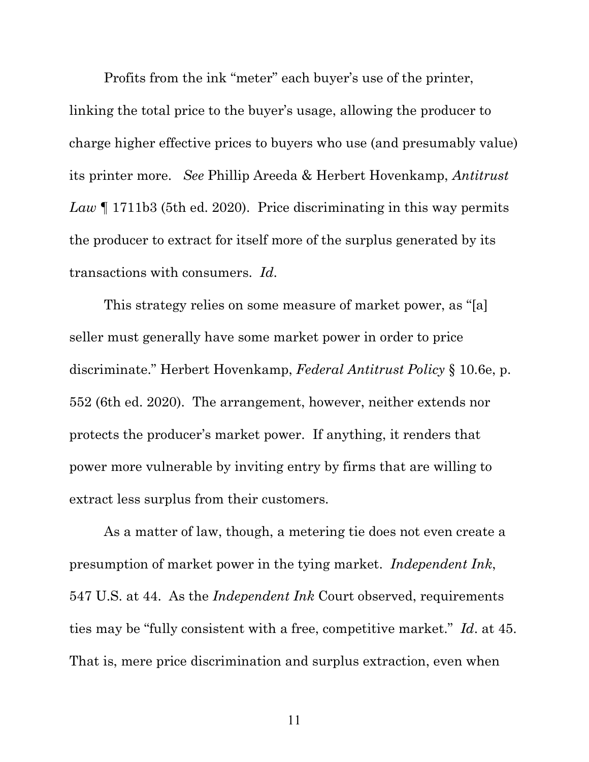Profits from the ink "meter" each buyer's use of the printer, linking the total price to the buyer's usage, allowing the producer to charge higher effective prices to buyers who use (and presumably value) its printer more. *See* Phillip Areeda & Herbert Hovenkamp, *Antitrust Law* ¶ 1711b3 (5th ed. 2020). Price discriminating in this way permits the producer to extract for itself more of the surplus generated by its transactions with consumers. *Id*.

This strategy relies on some measure of market power, as "[a] seller must generally have some market power in order to price discriminate." Herbert Hovenkamp, *Federal Antitrust Policy* § 10.6e, p. 552 (6th ed. 2020). The arrangement, however, neither extends nor protects the producer's market power. If anything, it renders that power more vulnerable by inviting entry by firms that are willing to extract less surplus from their customers.

As a matter of law, though, a metering tie does not even create a presumption of market power in the tying market. *Independent Ink*, 547 U.S. at 44. As the *Independent Ink* Court observed, requirements ties may be "fully consistent with a free, competitive market." *Id*. at 45. That is, mere price discrimination and surplus extraction, even when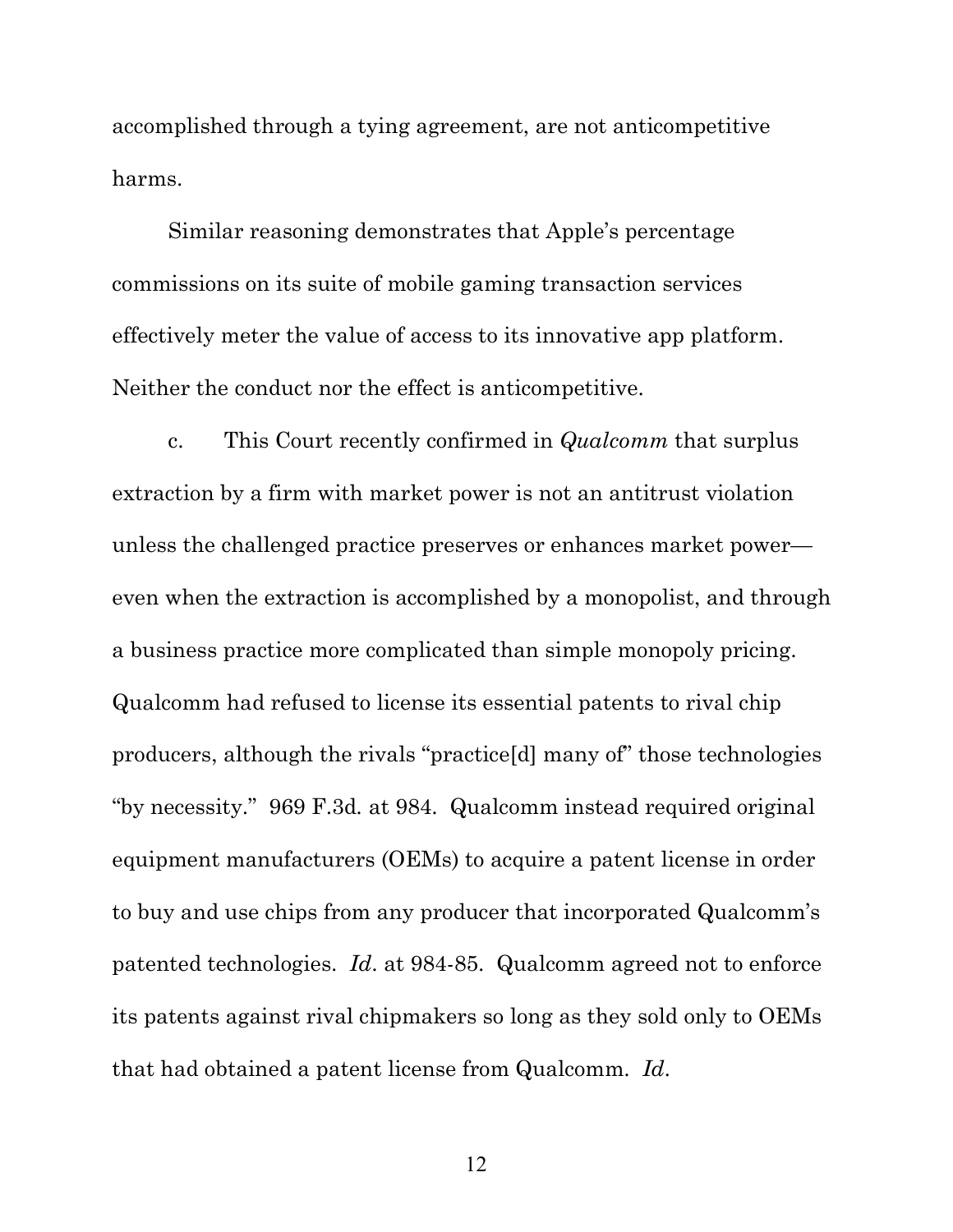accomplished through a tying agreement, are not anticompetitive harms.

Similar reasoning demonstrates that Apple's percentage commissions on its suite of mobile gaming transaction services effectively meter the value of access to its innovative app platform. Neither the conduct nor the effect is anticompetitive.

c. This Court recently confirmed in *Qualcomm* that surplus extraction by a firm with market power is not an antitrust violation unless the challenged practice preserves or enhances market power—even when the extraction is accomplished by a monopolist, and through a business practice more complicated than simple monopoly pricing. Qualcomm had refused to license its essential patents to rival chip producers, although the rivals "practice[d] many of" those technologies "by necessity." 969 F.3d. at 984. Qualcomm instead required original equipment manufacturers (OEMs) to acquire a patent license in order to buy and use chips from any producer that incorporated Qualcomm's patented technologies. *Id*. at 984-85. Qualcomm agreed not to enforce its patents against rival chipmakers so long as they sold only to OEMs that had obtained a patent license from Qualcomm. *Id*.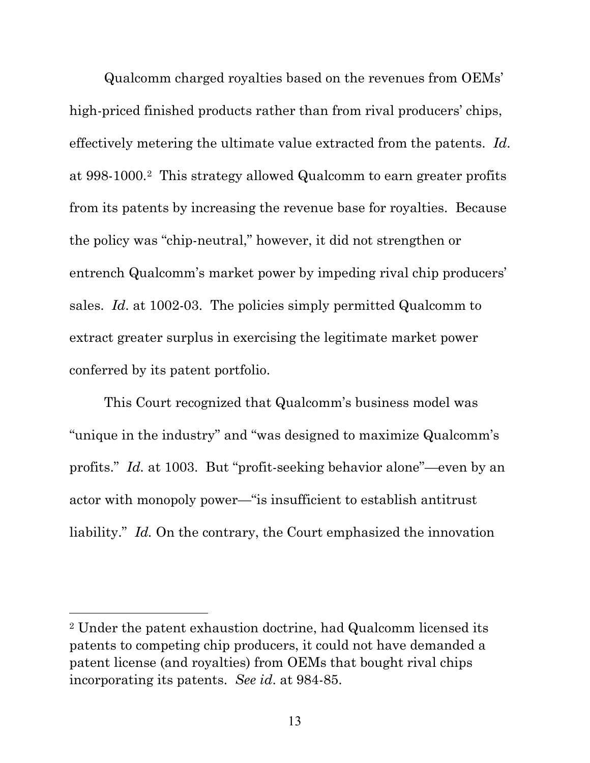Qualcomm charged royalties based on the revenues from OEMs' high-priced finished products rather than from rival producers' chips, effectively metering the ultimate value extracted from the patents. *Id.* at 998-1000.[2] This strategy allowed Qualcomm to earn greater profits from its patents by increasing the revenue base for royalties. Because the policy was "chip-neutral," however, it did not strengthen or entrench Qualcomm's market power by impeding rival chip producers' sales. *Id.* at 1002-03. The policies simply permitted Qualcomm to extract greater surplus in exercising the legitimate market power conferred by its patent portfolio.

This Court recognized that Qualcomm's business model was "unique in the industry" and "was designed to maximize Qualcomm's profits." *Id.* at 1003. But "profit-seeking behavior alone"—even by an actor with monopoly power—"is insufficient to establish antitrust liability." *Id.* On the contrary, the Court emphasized the innovation

---

[2] Under the patent exhaustion doctrine, had Qualcomm licensed its patents to competing chip producers, it could not have demanded a patent license (and royalties) from OEMs that bought rival chips incorporating its patents. *See id.* at 984-85.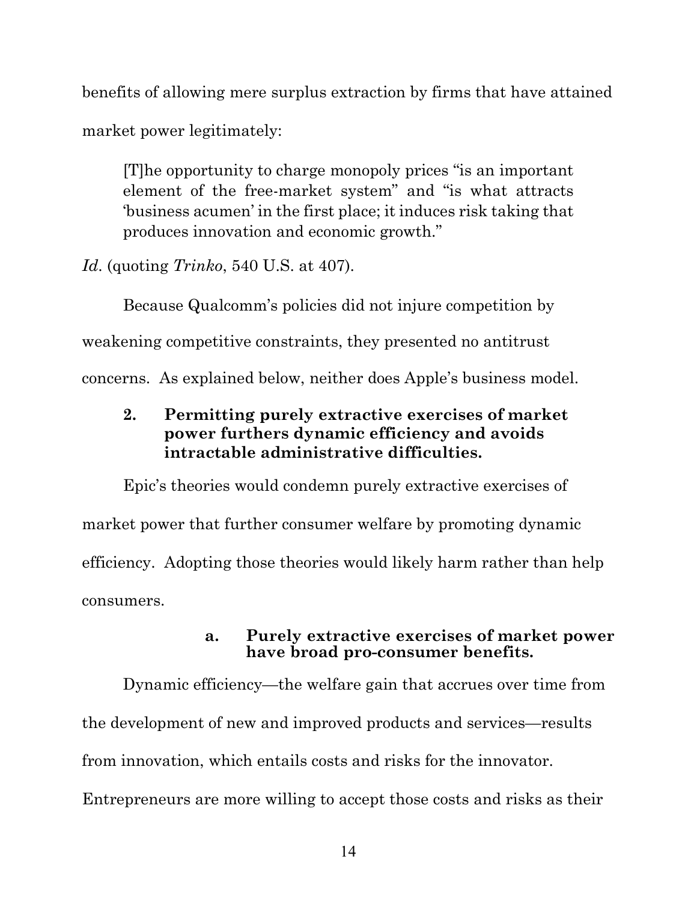benefits of allowing mere surplus extraction by firms that have attained market power legitimately:

> [T]he opportunity to charge monopoly prices "is an important element of the free-market system" and "is what attracts 'business acumen' in the first place; it induces risk taking that produces innovation and economic growth."

*Id*. (quoting *Trinko*, 540 U.S. at 407).

Because Qualcomm's policies did not injure competition by weakening competitive constraints, they presented no antitrust concerns. As explained below, neither does Apple's business model.

### 2. Permitting purely extractive exercises of market power furthers dynamic efficiency and avoids intractable administrative difficulties.

Epic's theories would condemn purely extractive exercises of market power that further consumer welfare by promoting dynamic efficiency. Adopting those theories would likely harm rather than help consumers.

#### a. Purely extractive exercises of market power have broad pro-consumer benefits.

Dynamic efficiency—the welfare gain that accrues over time from the development of new and improved products and services—results from innovation, which entails costs and risks for the innovator. Entrepreneurs are more willing to accept those costs and risks as their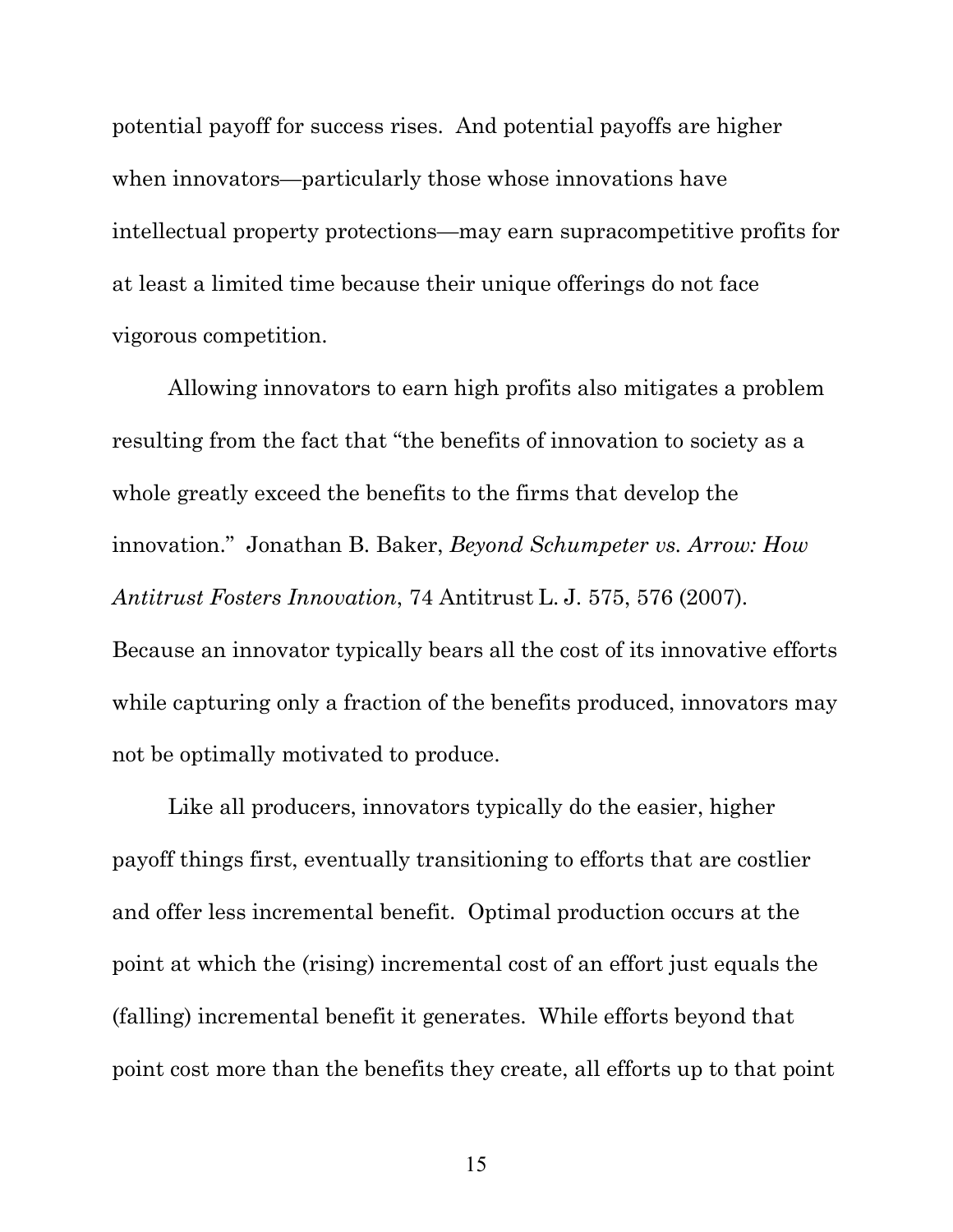potential payoff for success rises. And potential payoffs are higher when innovators—particularly those whose innovations have intellectual property protections—may earn supracompetitive profits for at least a limited time because their unique offerings do not face vigorous competition.

Allowing innovators to earn high profits also mitigates a problem resulting from the fact that "the benefits of innovation to society as a whole greatly exceed the benefits to the firms that develop the innovation." Jonathan B. Baker, *Beyond Schumpeter vs. Arrow: How Antitrust Fosters Innovation*, 74 Antitrust L. J. 575, 576 (2007). Because an innovator typically bears all the cost of its innovative efforts while capturing only a fraction of the benefits produced, innovators may not be optimally motivated to produce.

Like all producers, innovators typically do the easier, higher payoff things first, eventually transitioning to efforts that are costlier and offer less incremental benefit. Optimal production occurs at the point at which the (rising) incremental cost of an effort just equals the (falling) incremental benefit it generates. While efforts beyond that point cost more than the benefits they create, all efforts up to that point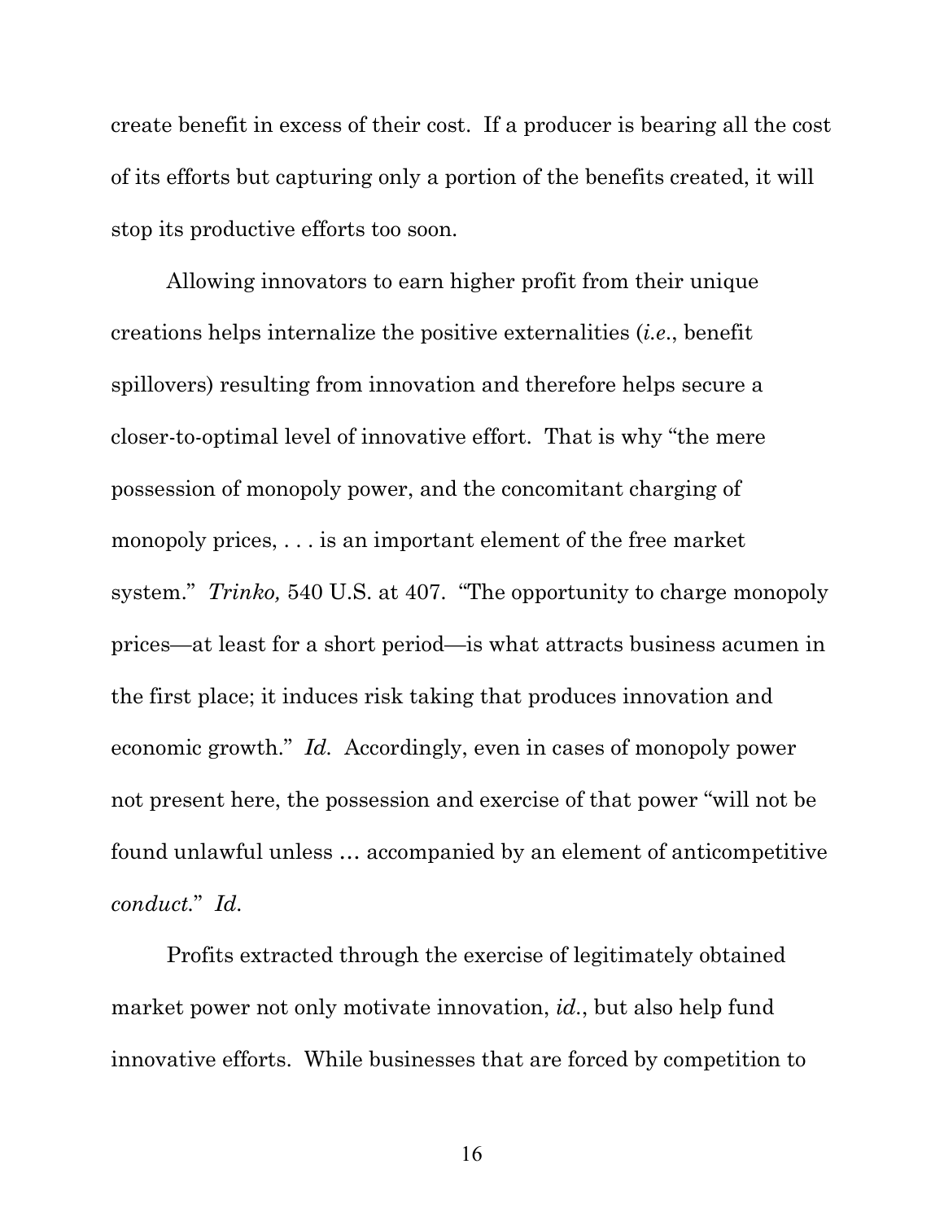create benefit in excess of their cost. If a producer is bearing all the cost of its efforts but capturing only a portion of the benefits created, it will stop its productive efforts too soon.

Allowing innovators to earn higher profit from their unique creations helps internalize the positive externalities (*i.e.*, benefit spillovers) resulting from innovation and therefore helps secure a closer-to-optimal level of innovative effort. That is why "the mere possession of monopoly power, and the concomitant charging of monopoly prices, . . . is an important element of the free market system." *Trinko,* 540 U.S. at 407. "The opportunity to charge monopoly prices—at least for a short period—is what attracts business acumen in the first place; it induces risk taking that produces innovation and economic growth." *Id.* Accordingly, even in cases of monopoly power not present here, the possession and exercise of that power "will not be found unlawful unless … accompanied by an element of anticompetitive *conduct*." *Id.*

Profits extracted through the exercise of legitimately obtained market power not only motivate innovation, *id.*, but also help fund innovative efforts. While businesses that are forced by competition to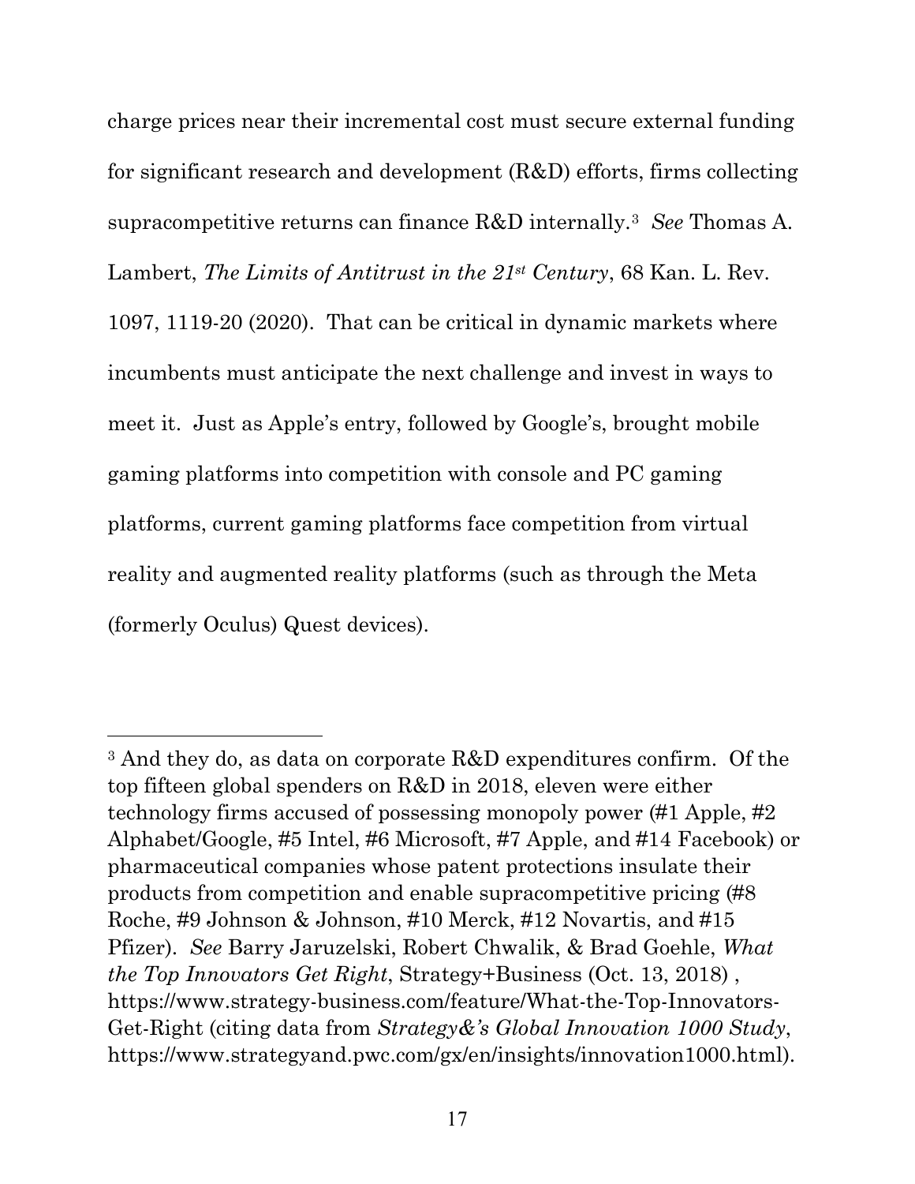charge prices near their incremental cost must secure external funding for significant research and development (R&D) efforts, firms collecting supracompetitive returns can finance R&D internally.[3] *See* Thomas A. Lambert, *The Limits of Antitrust in the 21st Century*, 68 Kan. L. Rev. 1097, 1119-20 (2020). That can be critical in dynamic markets where incumbents must anticipate the next challenge and invest in ways to meet it. Just as Apple's entry, followed by Google's, brought mobile gaming platforms into competition with console and PC gaming platforms, current gaming platforms face competition from virtual reality and augmented reality platforms (such as through the Meta (formerly Oculus) Quest devices).

---

[3] And they do, as data on corporate R&D expenditures confirm. Of the top fifteen global spenders on R&D in 2018, eleven were either technology firms accused of possessing monopoly power (#1 Apple, #2 Alphabet/Google, #5 Intel, #6 Microsoft, #7 Apple, and #14 Facebook) or pharmaceutical companies whose patent protections insulate their products from competition and enable supracompetitive pricing (#8 Roche, #9 Johnson & Johnson, #10 Merck, #12 Novartis, and #15 Pfizer). *See* Barry Jaruzelski, Robert Chwalik, & Brad Goehle, *What the Top Innovators Get Right*, Strategy+Business (Oct. 13, 2018) , https://www.strategy-business.com/feature/What-the-Top-Innovators-Get-Right (citing data from *Strategy&'s Global Innovation 1000 Study*, https://www.strategyand.pwc.com/gx/en/insights/innovation1000.html).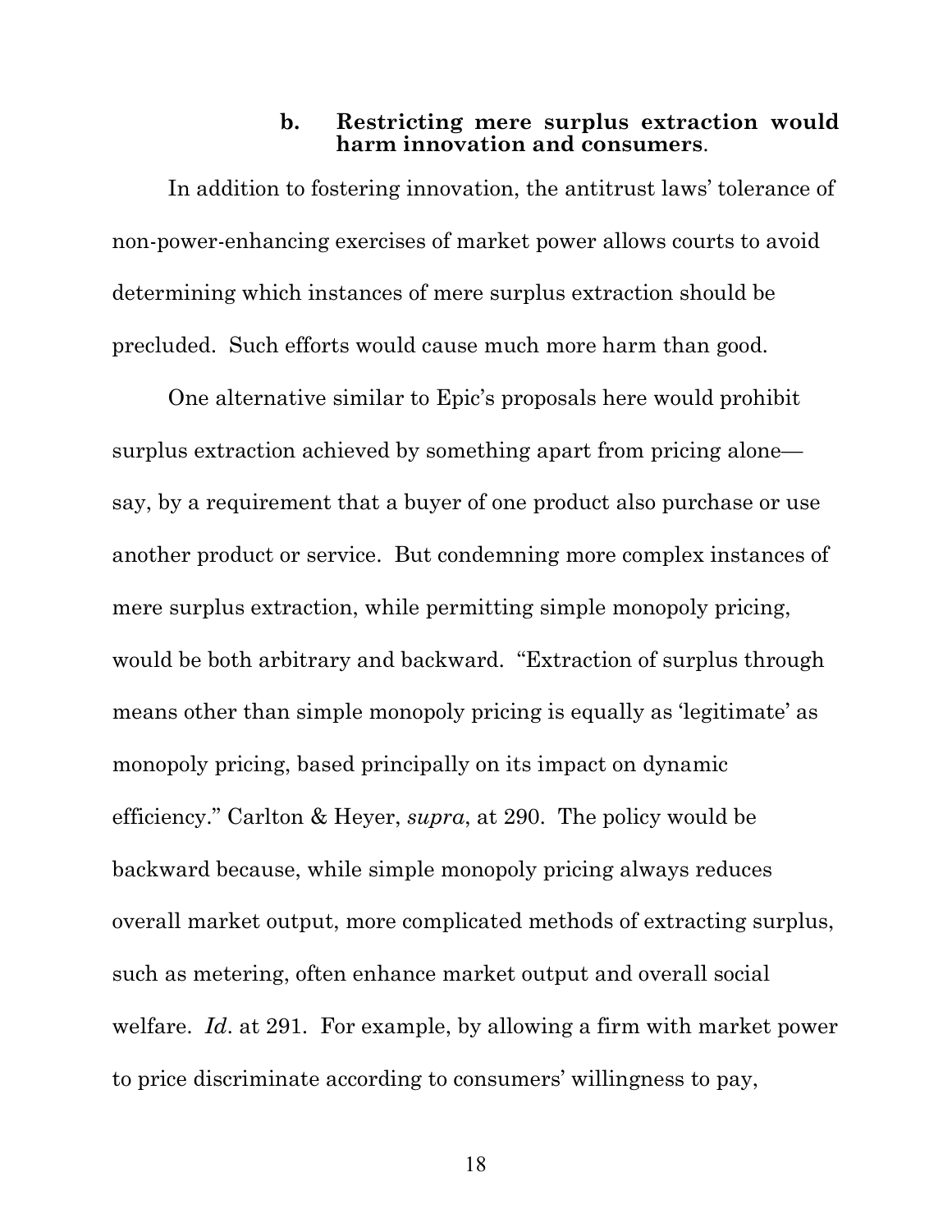#### b. Restricting mere surplus extraction would harm innovation and consumers.

In addition to fostering innovation, the antitrust laws' tolerance of non-power-enhancing exercises of market power allows courts to avoid determining which instances of mere surplus extraction should be precluded. Such efforts would cause much more harm than good.

One alternative similar to Epic's proposals here would prohibit surplus extraction achieved by something apart from pricing alone—say, by a requirement that a buyer of one product also purchase or use another product or service. But condemning more complex instances of mere surplus extraction, while permitting simple monopoly pricing, would be both arbitrary and backward. "Extraction of surplus through means other than simple monopoly pricing is equally as 'legitimate' as monopoly pricing, based principally on its impact on dynamic efficiency." Carlton & Heyer, *supra*, at 290. The policy would be backward because, while simple monopoly pricing always reduces overall market output, more complicated methods of extracting surplus, such as metering, often enhance market output and overall social welfare. *Id*. at 291. For example, by allowing a firm with market power to price discriminate according to consumers' willingness to pay,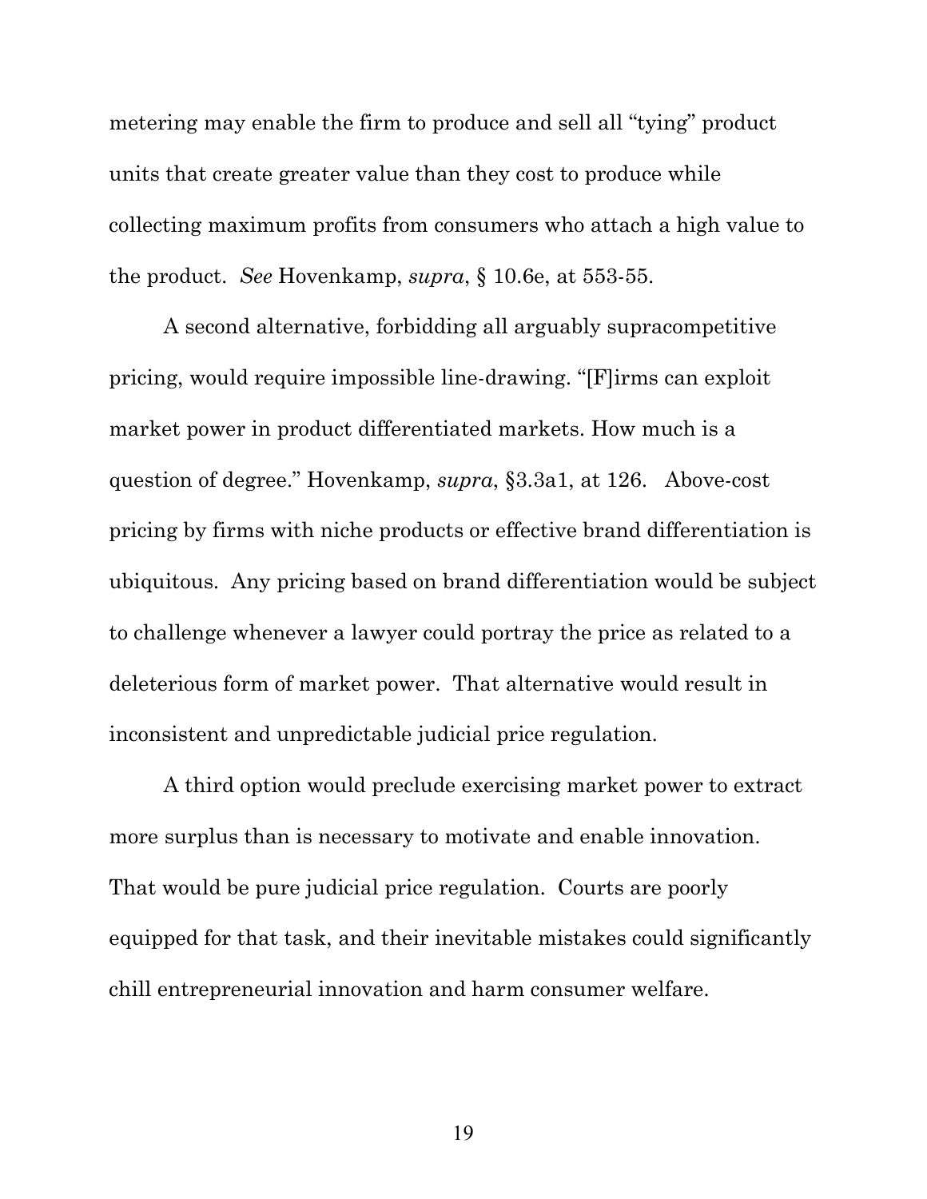metering may enable the firm to produce and sell all "tying" product units that create greater value than they cost to produce while collecting maximum profits from consumers who attach a high value to the product. *See* Hovenkamp, *supra*, § 10.6e, at 553-55.

A second alternative, forbidding all arguably supracompetitive pricing, would require impossible line-drawing. "[F]irms can exploit market power in product differentiated markets. How much is a question of degree." Hovenkamp, *supra*, §3.3a1, at 126. Above-cost pricing by firms with niche products or effective brand differentiation is ubiquitous. Any pricing based on brand differentiation would be subject to challenge whenever a lawyer could portray the price as related to a deleterious form of market power. That alternative would result in inconsistent and unpredictable judicial price regulation.

A third option would preclude exercising market power to extract more surplus than is necessary to motivate and enable innovation. That would be pure judicial price regulation. Courts are poorly equipped for that task, and their inevitable mistakes could significantly chill entrepreneurial innovation and harm consumer welfare.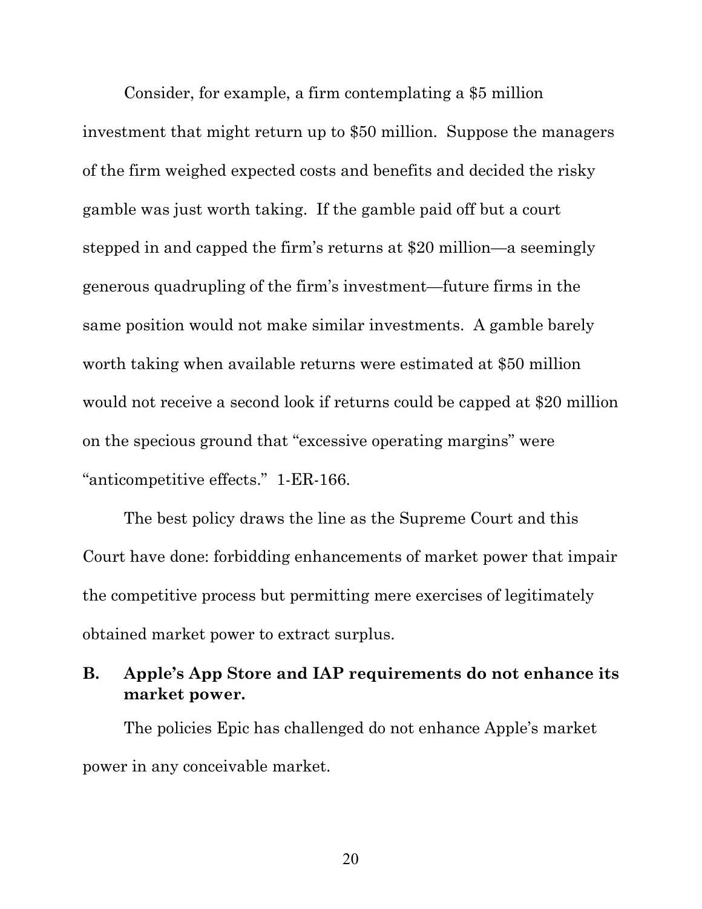Consider, for example, a firm contemplating a $5 million investment that might return up to $50 million. Suppose the managers of the firm weighed expected costs and benefits and decided the risky gamble was just worth taking. If the gamble paid off but a court stepped in and capped the firm's returns at $20 million—a seemingly generous quadrupling of the firm's investment—future firms in the same position would not make similar investments. A gamble barely worth taking when available returns were estimated at $50 million would not receive a second look if returns could be capped at $20 million on the specious ground that "excessive operating margins" were "anticompetitive effects." 1-ER-166.

The best policy draws the line as the Supreme Court and this Court have done: forbidding enhancements of market power that impair the competitive process but permitting mere exercises of legitimately obtained market power to extract surplus.

### B. Apple's App Store and IAP requirements do not enhance its market power.

The policies Epic has challenged do not enhance Apple's market power in any conceivable market.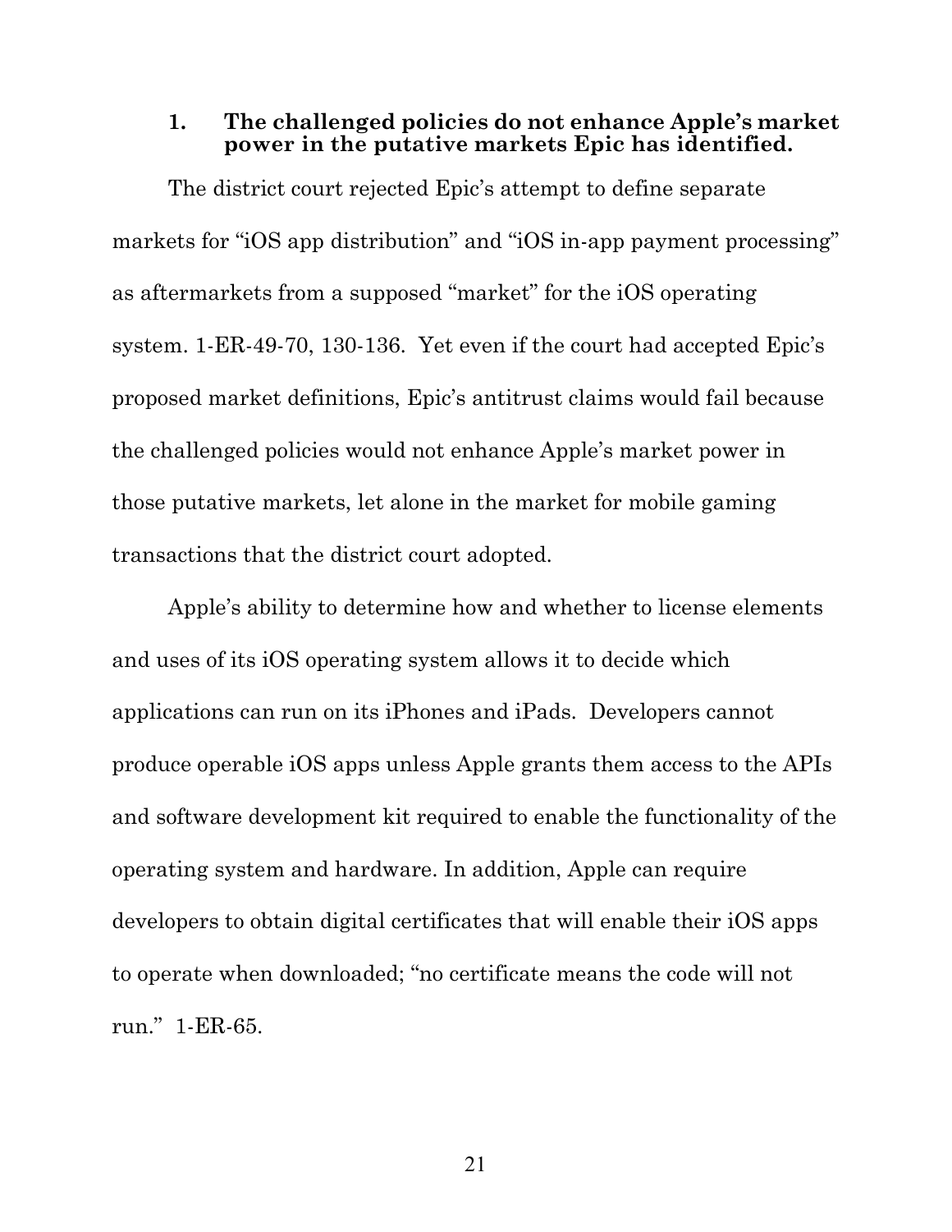### 1. The challenged policies do not enhance Apple's market power in the putative markets Epic has identified.

The district court rejected Epic's attempt to define separate markets for "iOS app distribution" and "iOS in-app payment processing" as aftermarkets from a supposed "market" for the iOS operating system. 1-ER-49-70, 130-136. Yet even if the court had accepted Epic's proposed market definitions, Epic's antitrust claims would fail because the challenged policies would not enhance Apple's market power in those putative markets, let alone in the market for mobile gaming transactions that the district court adopted.

Apple's ability to determine how and whether to license elements and uses of its iOS operating system allows it to decide which applications can run on its iPhones and iPads. Developers cannot produce operable iOS apps unless Apple grants them access to the APIs and software development kit required to enable the functionality of the operating system and hardware. In addition, Apple can require developers to obtain digital certificates that will enable their iOS apps to operate when downloaded; "no certificate means the code will not run." 1-ER-65.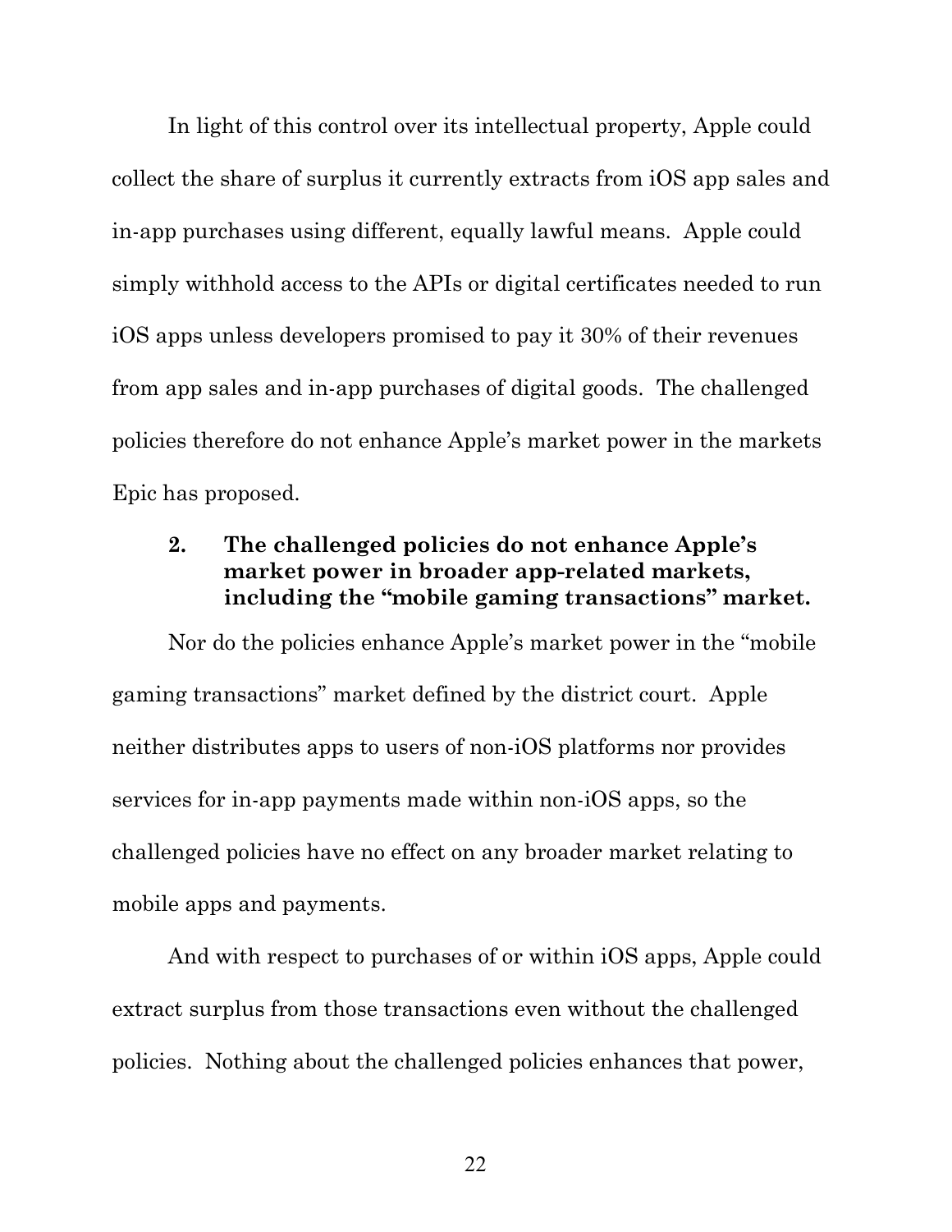In light of this control over its intellectual property, Apple could collect the share of surplus it currently extracts from iOS app sales and in-app purchases using different, equally lawful means. Apple could simply withhold access to the APIs or digital certificates needed to run iOS apps unless developers promised to pay it 30% of their revenues from app sales and in-app purchases of digital goods. The challenged policies therefore do not enhance Apple's market power in the markets Epic has proposed.

### 2. The challenged policies do not enhance Apple's market power in broader app-related markets, including the "mobile gaming transactions" market.

Nor do the policies enhance Apple's market power in the "mobile gaming transactions" market defined by the district court. Apple neither distributes apps to users of non-iOS platforms nor provides services for in-app payments made within non-iOS apps, so the challenged policies have no effect on any broader market relating to mobile apps and payments.

And with respect to purchases of or within iOS apps, Apple could extract surplus from those transactions even without the challenged policies. Nothing about the challenged policies enhances that power,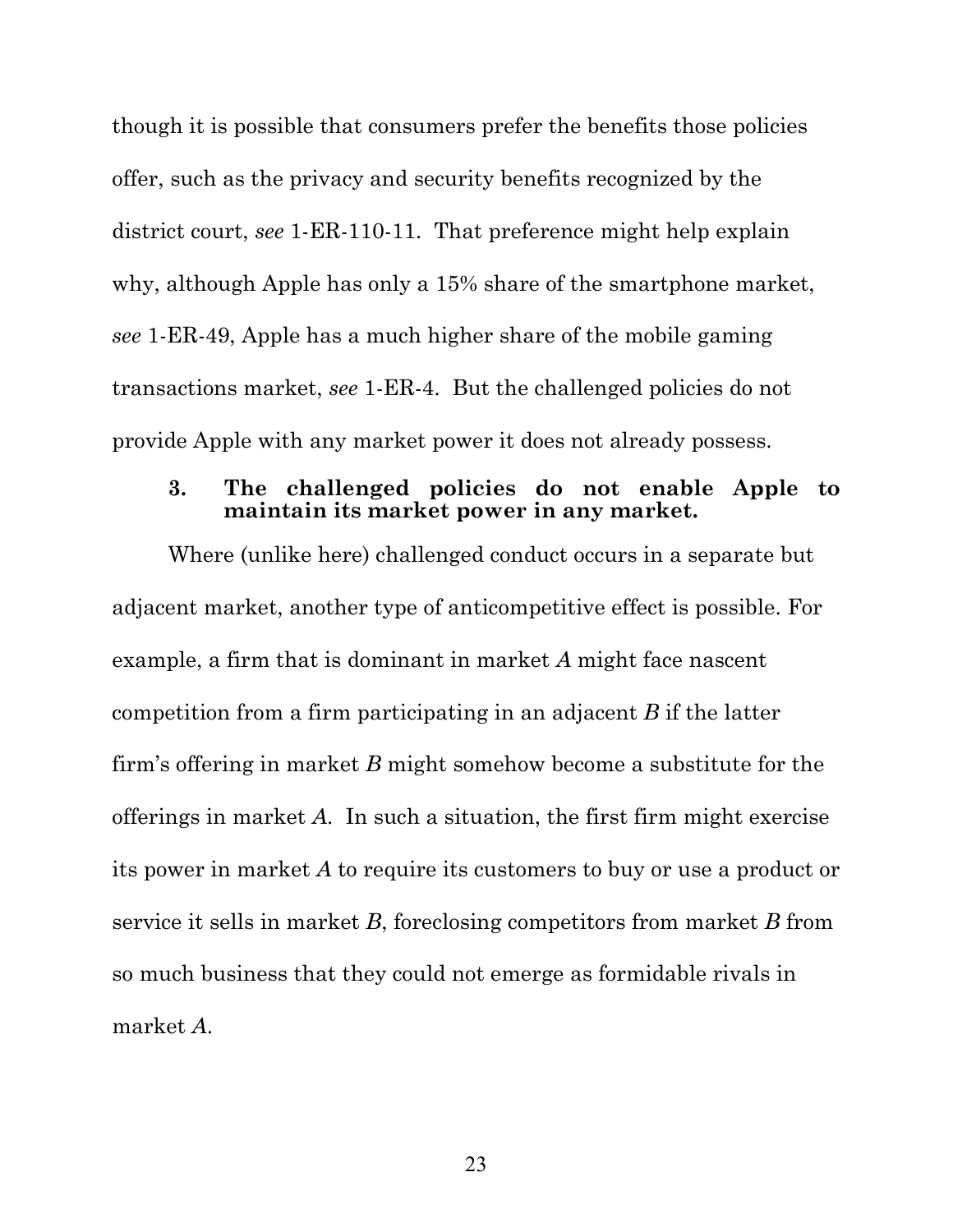though it is possible that consumers prefer the benefits those policies offer, such as the privacy and security benefits recognized by the district court, *see* 1-ER-110-11. That preference might help explain why, although Apple has only a 15% share of the smartphone market, *see* 1-ER-49, Apple has a much higher share of the mobile gaming transactions market, *see* 1-ER-4. But the challenged policies do not provide Apple with any market power it does not already possess.

### 3. The challenged policies do not enable Apple to maintain its market power in any market.

Where (unlike here) challenged conduct occurs in a separate but adjacent market, another type of anticompetitive effect is possible. For example, a firm that is dominant in market *A* might face nascent competition from a firm participating in an adjacent *B* if the latter firm's offering in market *B* might somehow become a substitute for the offerings in market *A*. In such a situation, the first firm might exercise its power in market *A* to require its customers to buy or use a product or service it sells in market *B*, foreclosing competitors from market *B* from so much business that they could not emerge as formidable rivals in market *A*.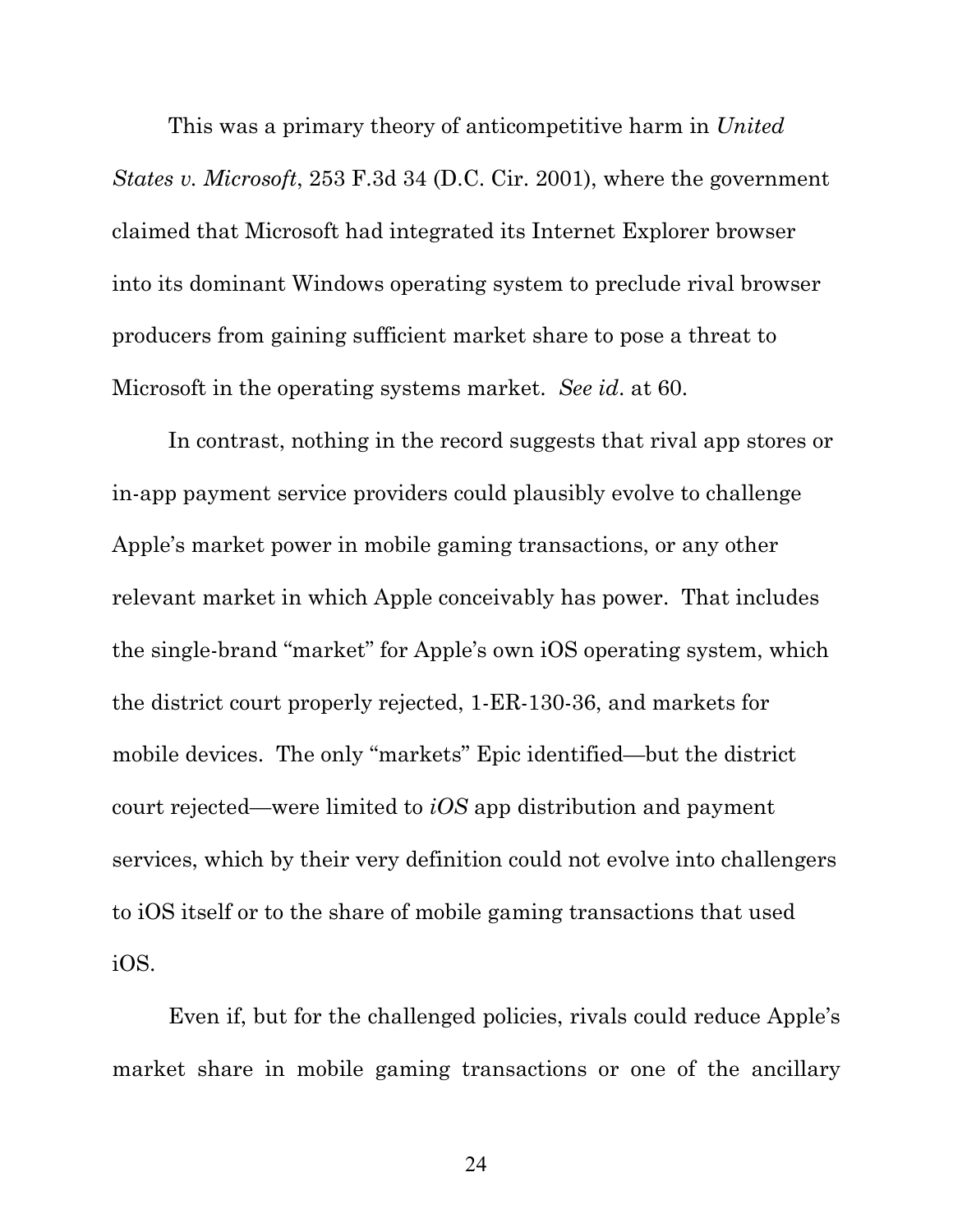This was a primary theory of anticompetitive harm in *United States v. Microsoft*, 253 F.3d 34 (D.C. Cir. 2001), where the government claimed that Microsoft had integrated its Internet Explorer browser into its dominant Windows operating system to preclude rival browser producers from gaining sufficient market share to pose a threat to Microsoft in the operating systems market. *See id*. at 60.

In contrast, nothing in the record suggests that rival app stores or in-app payment service providers could plausibly evolve to challenge Apple's market power in mobile gaming transactions, or any other relevant market in which Apple conceivably has power. That includes the single-brand "market" for Apple's own iOS operating system, which the district court properly rejected, 1-ER-130-36, and markets for mobile devices. The only "markets" Epic identified—but the district court rejected—were limited to *iOS* app distribution and payment services, which by their very definition could not evolve into challengers to iOS itself or to the share of mobile gaming transactions that used iOS.

Even if, but for the challenged policies, rivals could reduce Apple's market share in mobile gaming transactions or one of the ancillary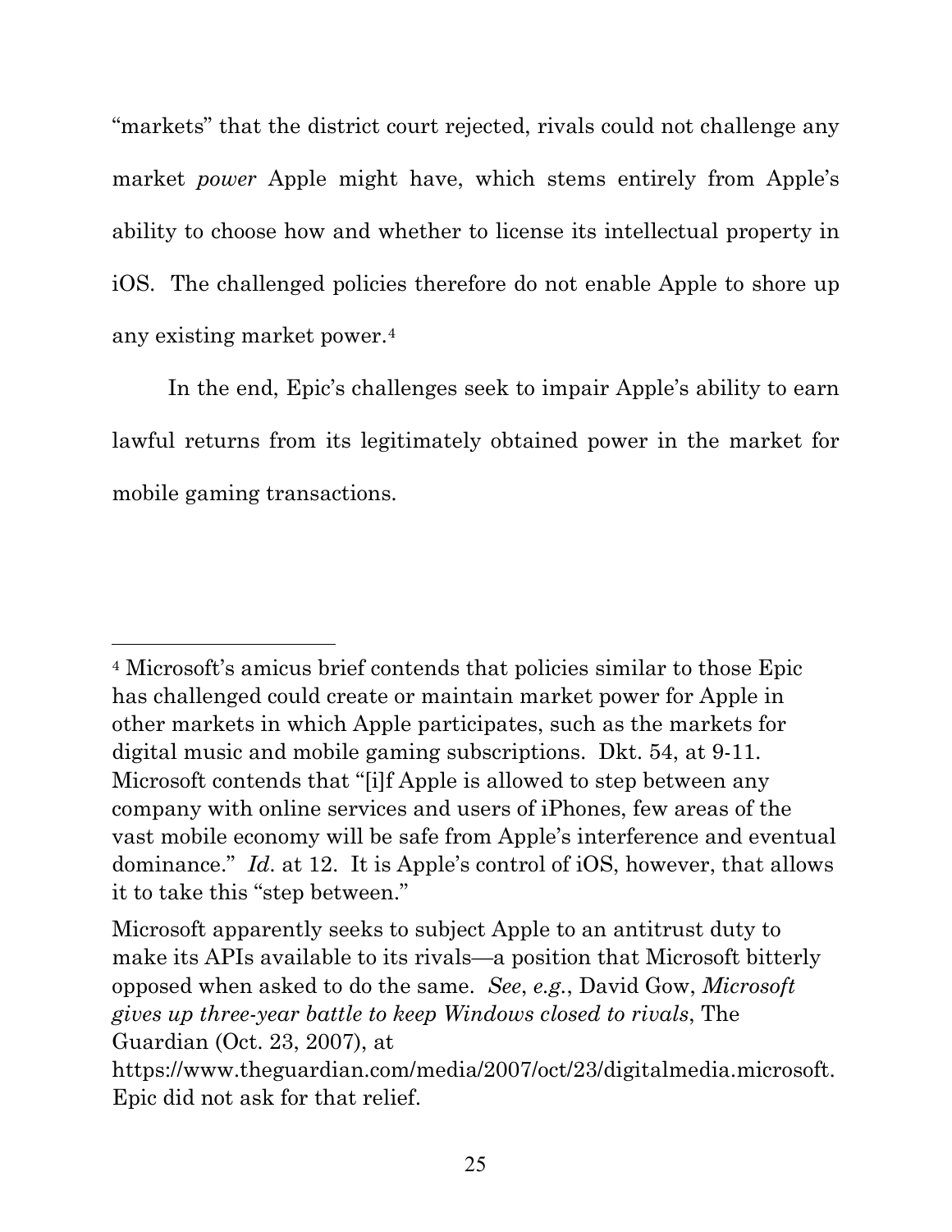"markets" that the district court rejected, rivals could not challenge any market *power* Apple might have, which stems entirely from Apple's ability to choose how and whether to license its intellectual property in iOS. The challenged policies therefore do not enable Apple to shore up any existing market power.[4]

In the end, Epic's challenges seek to impair Apple's ability to earn lawful returns from its legitimately obtained power in the market for mobile gaming transactions.

---

[4] Microsoft's amicus brief contends that policies similar to those Epic has challenged could create or maintain market power for Apple in other markets in which Apple participates, such as the markets for digital music and mobile gaming subscriptions. Dkt. 54, at 9-11. Microsoft contends that "[i]f Apple is allowed to step between any company with online services and users of iPhones, few areas of the vast mobile economy will be safe from Apple's interference and eventual dominance." *Id.* at 12. It is Apple's control of iOS, however, that allows it to take this "step between."

Microsoft apparently seeks to subject Apple to an antitrust duty to make its APIs available to its rivals—a position that Microsoft bitterly opposed when asked to do the same. *See*, *e.g.*, David Gow, *Microsoft gives up three-year battle to keep Windows closed to rivals*, The Guardian (Oct. 23, 2007), at https://www.theguardian.com/media/2007/oct/23/digitalmedia.microsoft. Epic did not ask for that relief.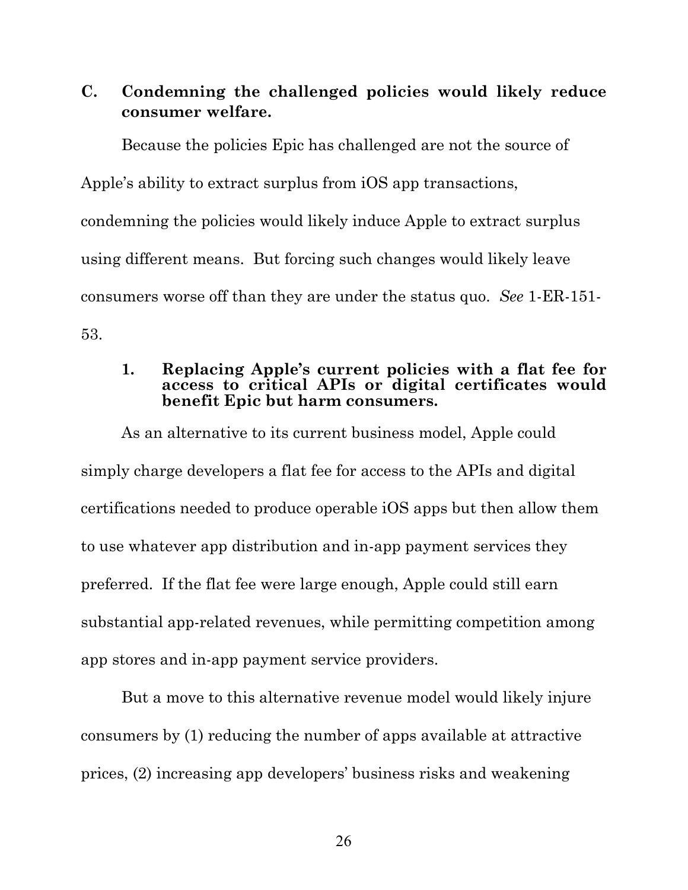### C. Condemning the challenged policies would likely reduce consumer welfare.

Because the policies Epic has challenged are not the source of Apple's ability to extract surplus from iOS app transactions, condemning the policies would likely induce Apple to extract surplus using different means. But forcing such changes would likely leave consumers worse off than they are under the status quo. *See* 1-ER-151-53.

#### 1. Replacing Apple's current policies with a flat fee for access to critical APIs or digital certificates would benefit Epic but harm consumers.

As an alternative to its current business model, Apple could simply charge developers a flat fee for access to the APIs and digital certifications needed to produce operable iOS apps but then allow them to use whatever app distribution and in-app payment services they preferred. If the flat fee were large enough, Apple could still earn substantial app-related revenues, while permitting competition among app stores and in-app payment service providers.

But a move to this alternative revenue model would likely injure consumers by (1) reducing the number of apps available at attractive prices, (2) increasing app developers' business risks and weakening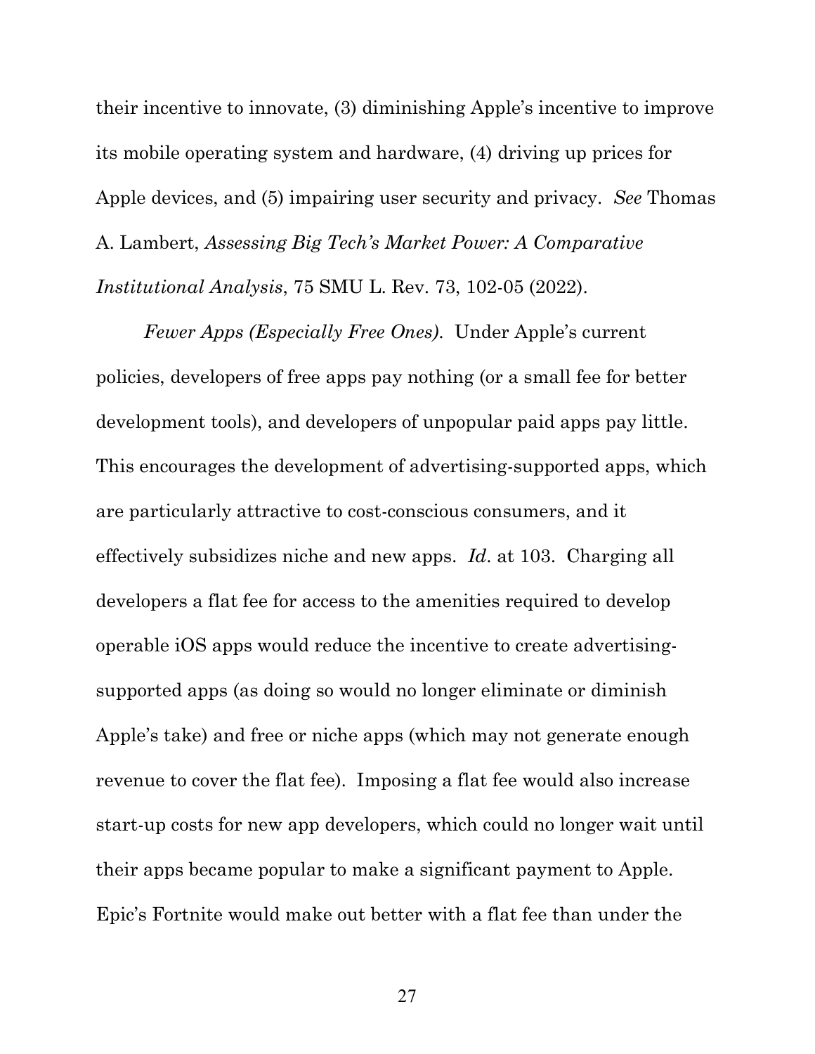their incentive to innovate, (3) diminishing Apple's incentive to improve its mobile operating system and hardware, (4) driving up prices for Apple devices, and (5) impairing user security and privacy. *See* Thomas A. Lambert, *Assessing Big Tech's Market Power: A Comparative Institutional Analysis*, 75 SMU L. Rev. 73, 102-05 (2022).

*Fewer Apps (Especially Free Ones).* Under Apple's current policies, developers of free apps pay nothing (or a small fee for better development tools), and developers of unpopular paid apps pay little. This encourages the development of advertising-supported apps, which are particularly attractive to cost-conscious consumers, and it effectively subsidizes niche and new apps. *Id*. at 103. Charging all developers a flat fee for access to the amenities required to develop operable iOS apps would reduce the incentive to create advertising-supported apps (as doing so would no longer eliminate or diminish Apple's take) and free or niche apps (which may not generate enough revenue to cover the flat fee). Imposing a flat fee would also increase start-up costs for new app developers, which could no longer wait until their apps became popular to make a significant payment to Apple. Epic's Fortnite would make out better with a flat fee than under the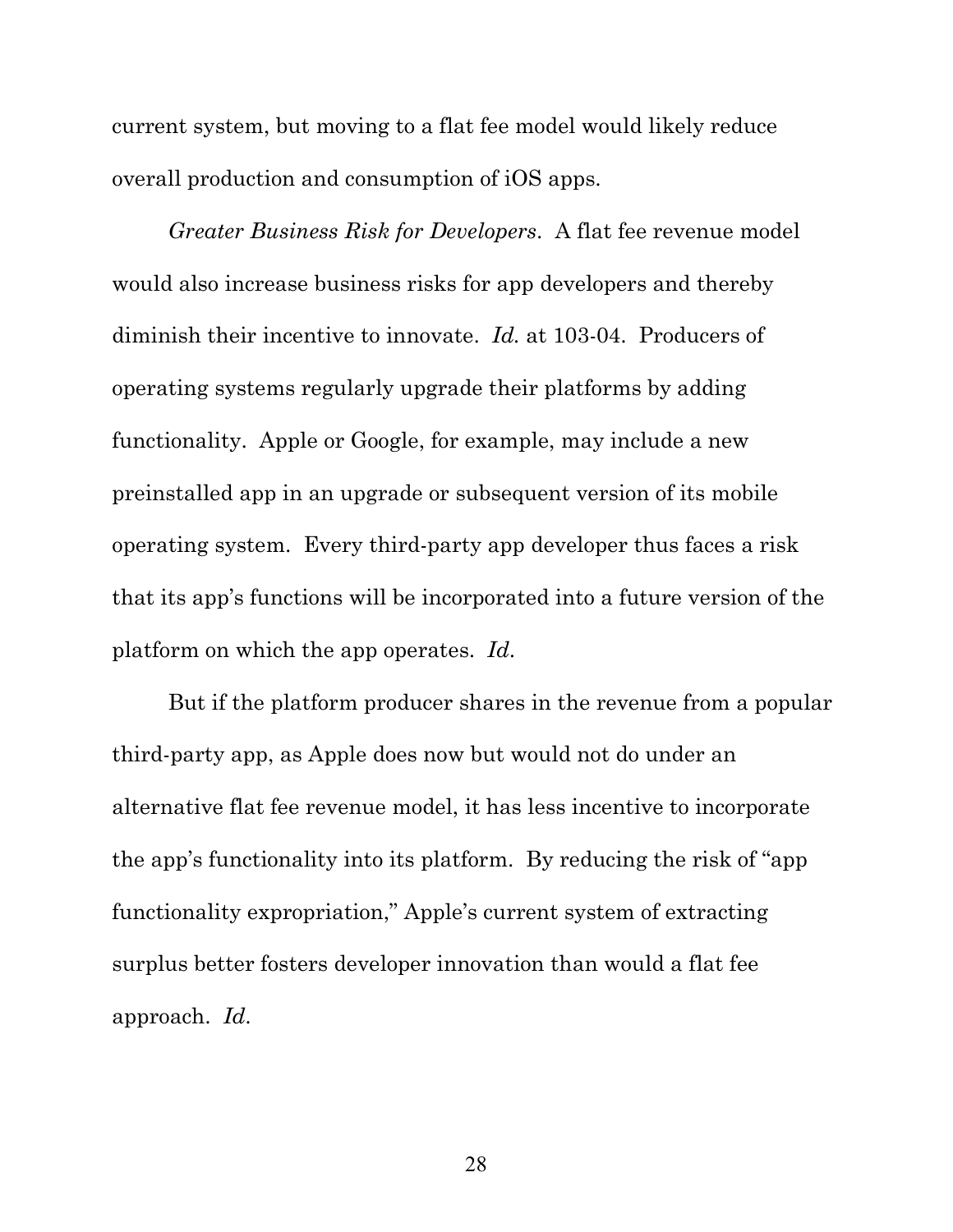current system, but moving to a flat fee model would likely reduce overall production and consumption of iOS apps.

*Greater Business Risk for Developers*. A flat fee revenue model would also increase business risks for app developers and thereby diminish their incentive to innovate. *Id.* at 103-04. Producers of operating systems regularly upgrade their platforms by adding functionality. Apple or Google, for example, may include a new preinstalled app in an upgrade or subsequent version of its mobile operating system. Every third-party app developer thus faces a risk that its app's functions will be incorporated into a future version of the platform on which the app operates. *Id.*

But if the platform producer shares in the revenue from a popular third-party app, as Apple does now but would not do under an alternative flat fee revenue model, it has less incentive to incorporate the app's functionality into its platform. By reducing the risk of "app functionality expropriation," Apple's current system of extracting surplus better fosters developer innovation than would a flat fee approach. *Id.*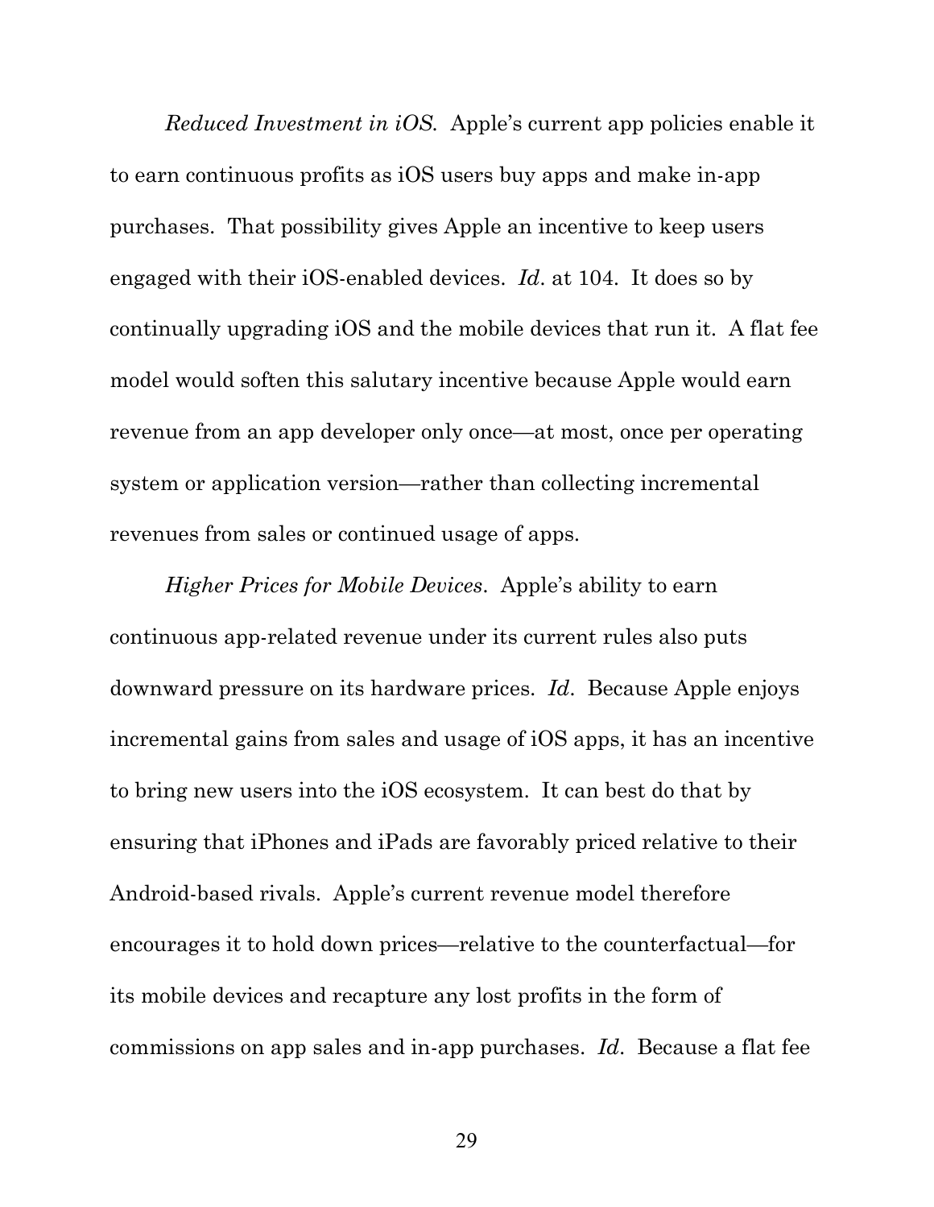*Reduced Investment in iOS*. Apple's current app policies enable it to earn continuous profits as iOS users buy apps and make in-app purchases. That possibility gives Apple an incentive to keep users engaged with their iOS-enabled devices. *Id*. at 104. It does so by continually upgrading iOS and the mobile devices that run it. A flat fee model would soften this salutary incentive because Apple would earn revenue from an app developer only once—at most, once per operating system or application version—rather than collecting incremental revenues from sales or continued usage of apps.

*Higher Prices for Mobile Devices*. Apple's ability to earn continuous app-related revenue under its current rules also puts downward pressure on its hardware prices. *Id*. Because Apple enjoys incremental gains from sales and usage of iOS apps, it has an incentive to bring new users into the iOS ecosystem. It can best do that by ensuring that iPhones and iPads are favorably priced relative to their Android-based rivals. Apple's current revenue model therefore encourages it to hold down prices—relative to the counterfactual—for its mobile devices and recapture any lost profits in the form of commissions on app sales and in-app purchases. *Id*. Because a flat fee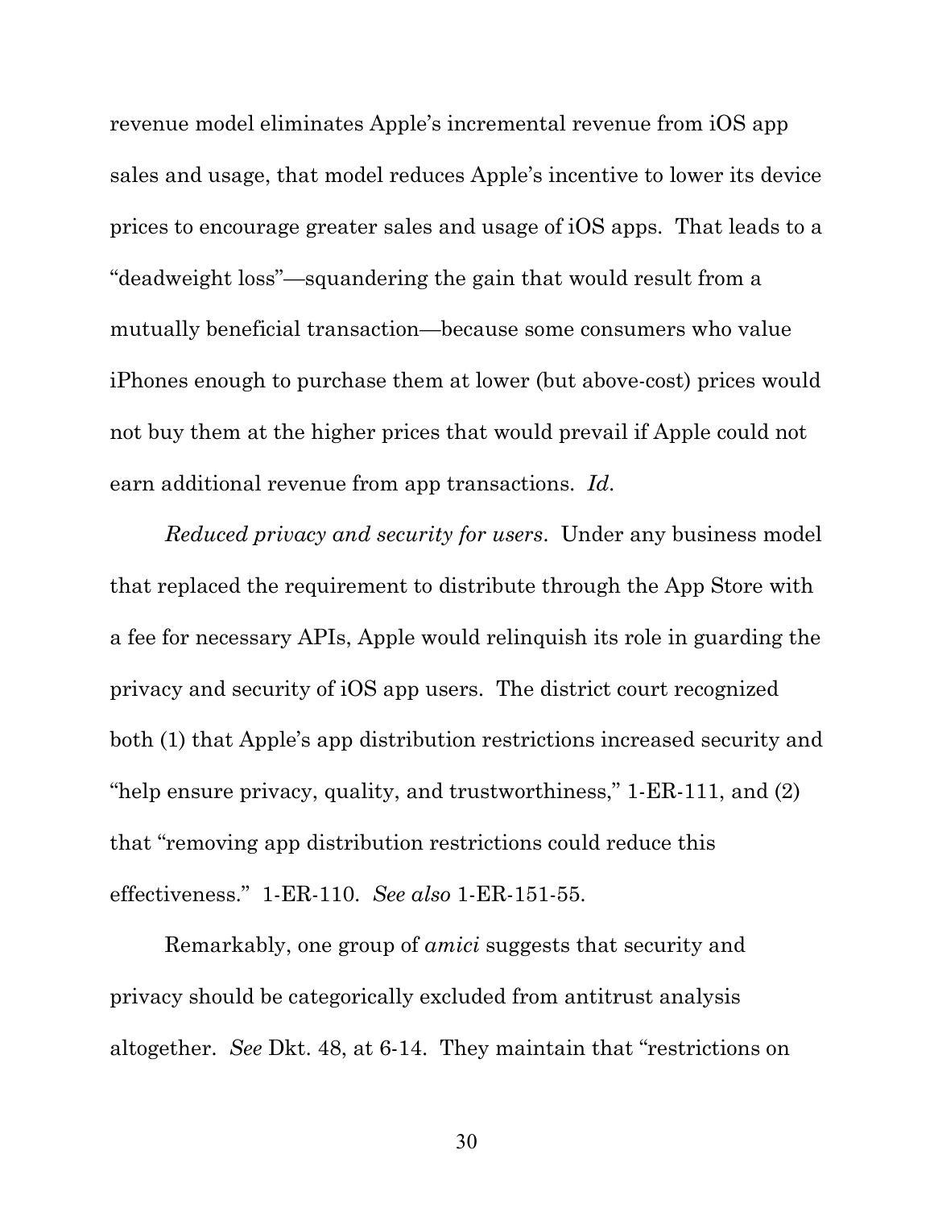revenue model eliminates Apple's incremental revenue from iOS app sales and usage, that model reduces Apple's incentive to lower its device prices to encourage greater sales and usage of iOS apps. That leads to a "deadweight loss"—squandering the gain that would result from a mutually beneficial transaction—because some consumers who value iPhones enough to purchase them at lower (but above-cost) prices would not buy them at the higher prices that would prevail if Apple could not earn additional revenue from app transactions. *Id*.

*Reduced privacy and security for users*. Under any business model that replaced the requirement to distribute through the App Store with a fee for necessary APIs, Apple would relinquish its role in guarding the privacy and security of iOS app users. The district court recognized both (1) that Apple's app distribution restrictions increased security and "help ensure privacy, quality, and trustworthiness," 1-ER-111, and (2) that "removing app distribution restrictions could reduce this effectiveness." 1-ER-110. *See also* 1-ER-151-55.

Remarkably, one group of *amici* suggests that security and privacy should be categorically excluded from antitrust analysis altogether. *See* Dkt. 48, at 6-14. They maintain that "restrictions on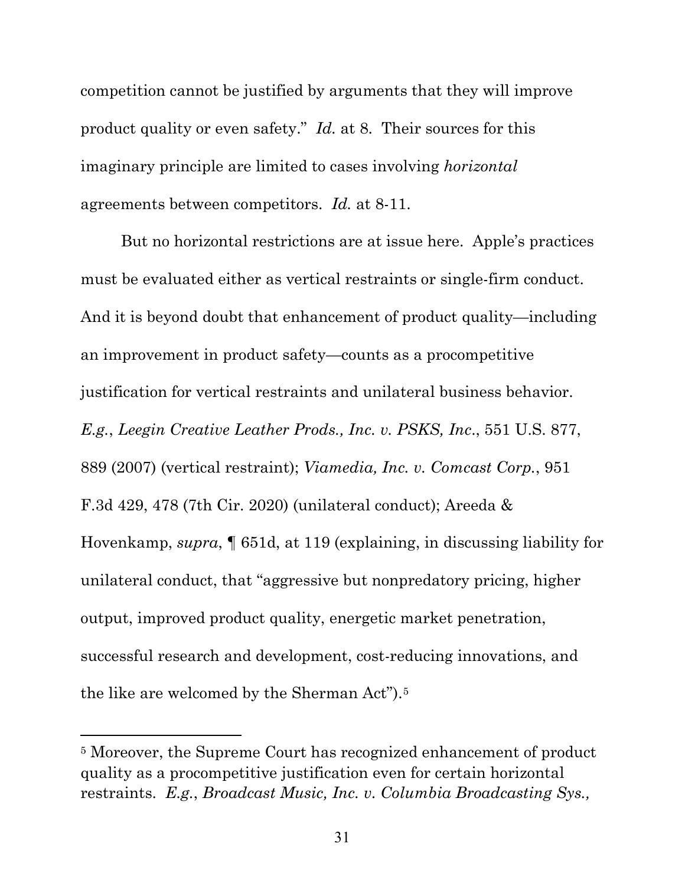competition cannot be justified by arguments that they will improve product quality or even safety." *Id.* at 8. Their sources for this imaginary principle are limited to cases involving *horizontal* agreements between competitors. *Id.* at 8-11.

But no horizontal restrictions are at issue here. Apple's practices must be evaluated either as vertical restraints or single-firm conduct. And it is beyond doubt that enhancement of product quality—including an improvement in product safety—counts as a procompetitive justification for vertical restraints and unilateral business behavior. *E.g.*, *Leegin Creative Leather Prods., Inc. v. PSKS, Inc.*, 551 U.S. 877, 889 (2007) (vertical restraint); *Viamedia, Inc. v. Comcast Corp.*, 951 F.3d 429, 478 (7th Cir. 2020) (unilateral conduct); Areeda & Hovenkamp, *supra*, ¶ 651d, at 119 (explaining, in discussing liability for unilateral conduct, that "aggressive but nonpredatory pricing, higher output, improved product quality, energetic market penetration, successful research and development, cost-reducing innovations, and the like are welcomed by the Sherman Act").[5]

---

[5] Moreover, the Supreme Court has recognized enhancement of product quality as a procompetitive justification even for certain horizontal restraints. *E.g.*, *Broadcast Music, Inc. v. Columbia Broadcasting Sys.,*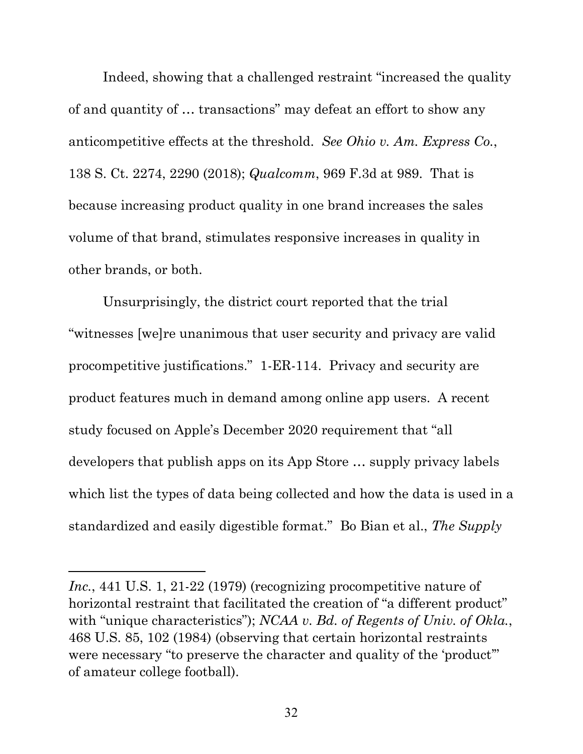Indeed, showing that a challenged restraint "increased the quality of and quantity of … transactions" may defeat an effort to show any anticompetitive effects at the threshold. *See Ohio v. Am. Express Co.*, 138 S. Ct. 2274, 2290 (2018); *Qualcomm*, 969 F.3d at 989. That is because increasing product quality in one brand increases the sales volume of that brand, stimulates responsive increases in quality in other brands, or both.

Unsurprisingly, the district court reported that the trial "witnesses [we]re unanimous that user security and privacy are valid procompetitive justifications." 1-ER-114. Privacy and security are product features much in demand among online app users. A recent study focused on Apple's December 2020 requirement that "all developers that publish apps on its App Store … supply privacy labels which list the types of data being collected and how the data is used in a standardized and easily digestible format." Bo Bian et al., *The Supply*

---

*Inc.*, 441 U.S. 1, 21-22 (1979) (recognizing procompetitive nature of horizontal restraint that facilitated the creation of "a different product" with "unique characteristics"); *NCAA v. Bd. of Regents of Univ. of Okla.*, 468 U.S. 85, 102 (1984) (observing that certain horizontal restraints were necessary "to preserve the character and quality of the 'product'" of amateur college football).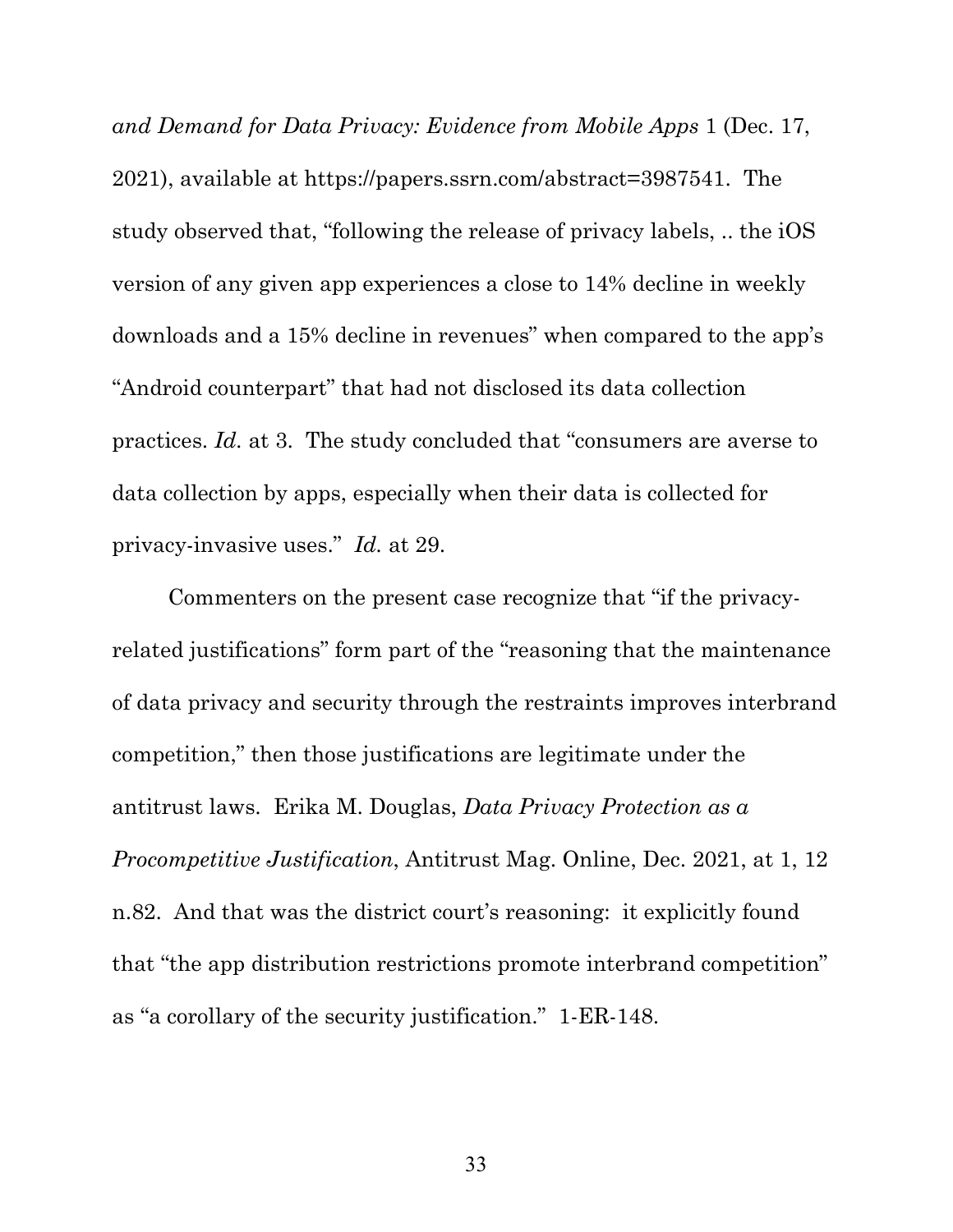*and Demand for Data Privacy: Evidence from Mobile Apps* 1 (Dec. 17, 2021), available at https://papers.ssrn.com/abstract=3987541. The study observed that, "following the release of privacy labels, .. the iOS version of any given app experiences a close to 14% decline in weekly downloads and a 15% decline in revenues" when compared to the app's "Android counterpart" that had not disclosed its data collection practices. *Id.* at 3. The study concluded that "consumers are averse to data collection by apps, especially when their data is collected for privacy-invasive uses." *Id.* at 29.

Commenters on the present case recognize that "if the privacy-related justifications" form part of the "reasoning that the maintenance of data privacy and security through the restraints improves interbrand competition," then those justifications are legitimate under the antitrust laws. Erika M. Douglas, *Data Privacy Protection as a Procompetitive Justification*, Antitrust Mag. Online, Dec. 2021, at 1, 12 n.82. And that was the district court's reasoning: it explicitly found that "the app distribution restrictions promote interbrand competition" as "a corollary of the security justification." 1-ER-148.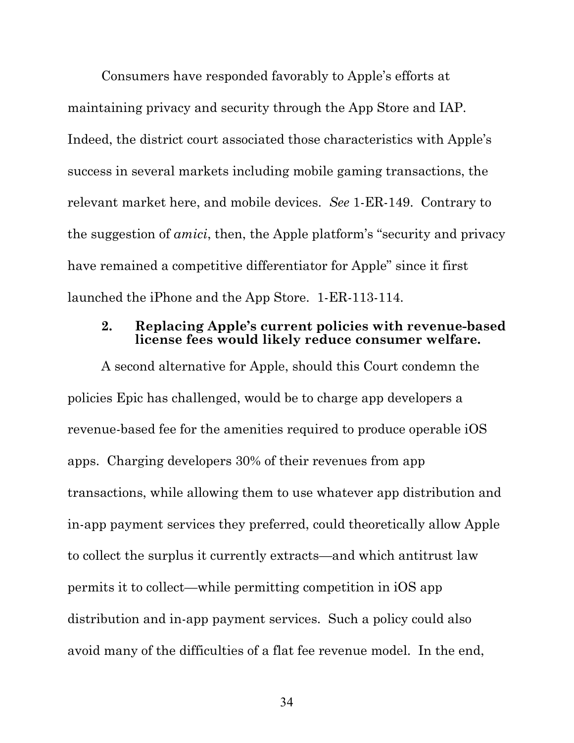Consumers have responded favorably to Apple's efforts at maintaining privacy and security through the App Store and IAP. Indeed, the district court associated those characteristics with Apple's success in several markets including mobile gaming transactions, the relevant market here, and mobile devices. *See* 1-ER-149. Contrary to the suggestion of *amici*, then, the Apple platform's "security and privacy have remained a competitive differentiator for Apple" since it first launched the iPhone and the App Store. 1-ER-113-114.

### 2. Replacing Apple's current policies with revenue-based license fees would likely reduce consumer welfare.

A second alternative for Apple, should this Court condemn the policies Epic has challenged, would be to charge app developers a revenue-based fee for the amenities required to produce operable iOS apps. Charging developers 30% of their revenues from app transactions, while allowing them to use whatever app distribution and in-app payment services they preferred, could theoretically allow Apple to collect the surplus it currently extracts—and which antitrust law permits it to collect—while permitting competition in iOS app distribution and in-app payment services. Such a policy could also avoid many of the difficulties of a flat fee revenue model. In the end,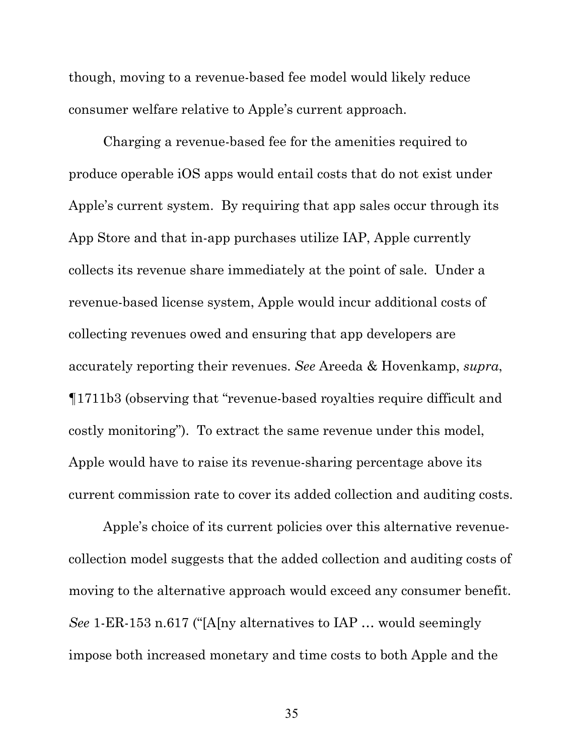though, moving to a revenue-based fee model would likely reduce consumer welfare relative to Apple's current approach.

Charging a revenue-based fee for the amenities required to produce operable iOS apps would entail costs that do not exist under Apple's current system. By requiring that app sales occur through its App Store and that in-app purchases utilize IAP, Apple currently collects its revenue share immediately at the point of sale. Under a revenue-based license system, Apple would incur additional costs of collecting revenues owed and ensuring that app developers are accurately reporting their revenues. *See* Areeda & Hovenkamp, *supra*, ¶1711b3 (observing that "revenue-based royalties require difficult and costly monitoring"). To extract the same revenue under this model, Apple would have to raise its revenue-sharing percentage above its current commission rate to cover its added collection and auditing costs.

Apple's choice of its current policies over this alternative revenue-collection model suggests that the added collection and auditing costs of moving to the alternative approach would exceed any consumer benefit. *See* 1-ER-153 n.617 ("[A[ny alternatives to IAP … would seemingly impose both increased monetary and time costs to both Apple and the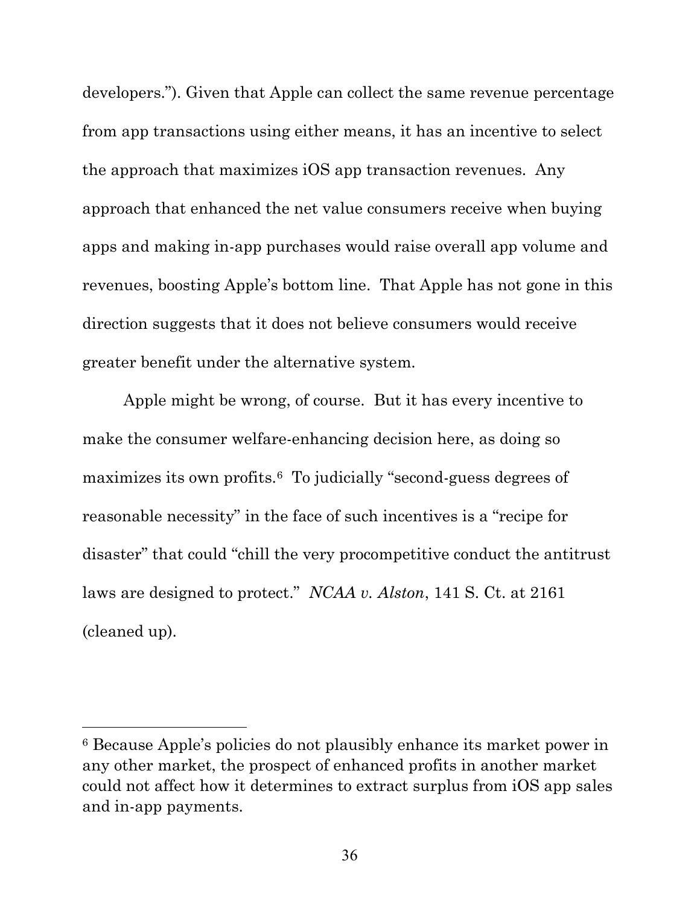developers."). Given that Apple can collect the same revenue percentage from app transactions using either means, it has an incentive to select the approach that maximizes iOS app transaction revenues. Any approach that enhanced the net value consumers receive when buying apps and making in-app purchases would raise overall app volume and revenues, boosting Apple's bottom line. That Apple has not gone in this direction suggests that it does not believe consumers would receive greater benefit under the alternative system.

Apple might be wrong, of course. But it has every incentive to make the consumer welfare-enhancing decision here, as doing so maximizes its own profits.[6] To judicially "second-guess degrees of reasonable necessity" in the face of such incentives is a "recipe for disaster" that could "chill the very procompetitive conduct the antitrust laws are designed to protect." *NCAA v. Alston*, 141 S. Ct. at 2161 (cleaned up).

---

[6] Because Apple's policies do not plausibly enhance its market power in any other market, the prospect of enhanced profits in another market could not affect how it determines to extract surplus from iOS app sales and in-app payments.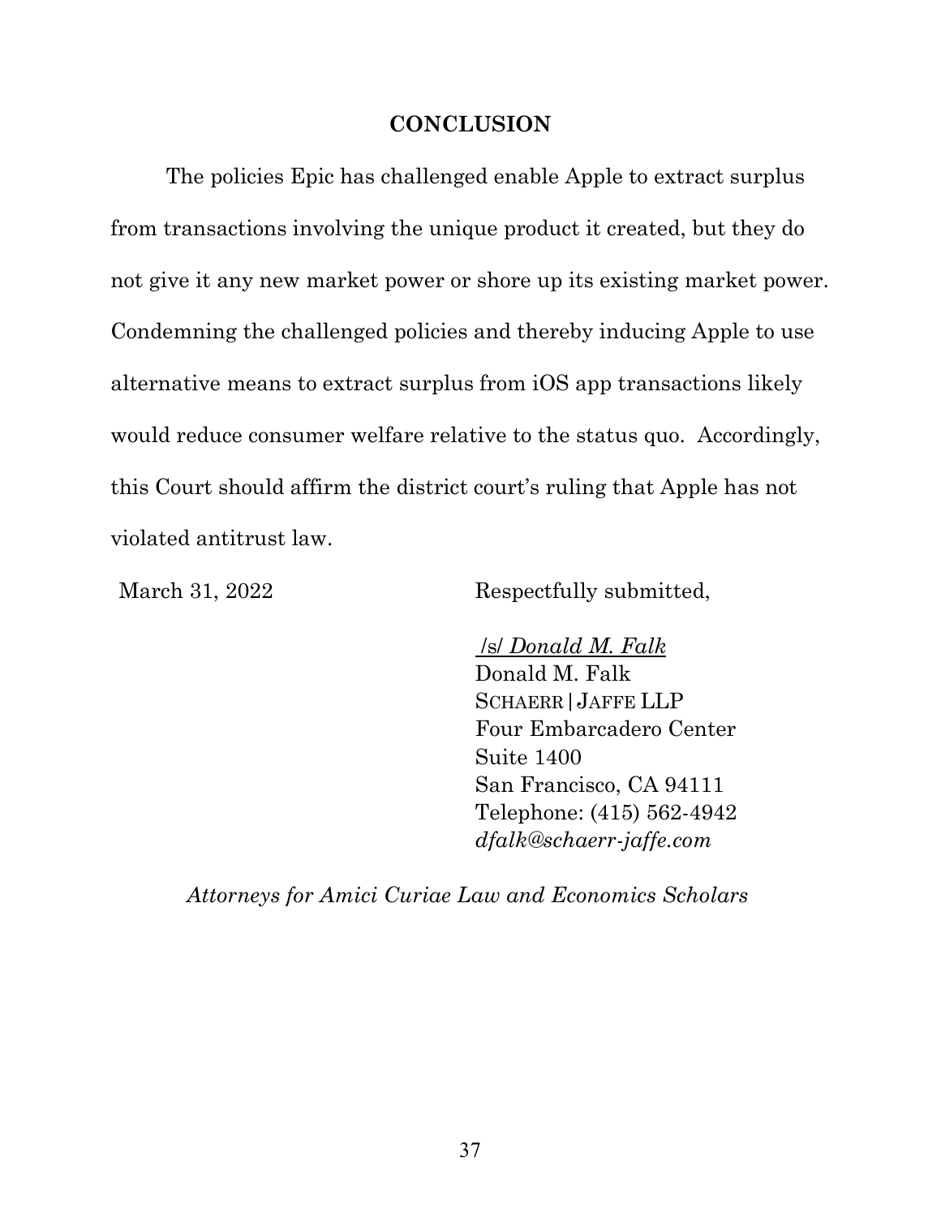## CONCLUSION

The policies Epic has challenged enable Apple to extract surplus from transactions involving the unique product it created, but they do not give it any new market power or shore up its existing market power. Condemning the challenged policies and thereby inducing Apple to use alternative means to extract surplus from iOS app transactions likely would reduce consumer welfare relative to the status quo. Accordingly, this Court should affirm the district court's ruling that Apple has not violated antitrust law.

March 31, 2022

Respectfully submitted,

/s/ *Donald M. Falk*
Donald M. Falk
SCHAERR | JAFFE LLP
Four Embarcadero Center
Suite 1400
San Francisco, CA 94111
Telephone: (415) 562-4942
*dfalk@schaerr-jaffe.com*

*Attorneys for Amici Curiae Law and Economics Scholars*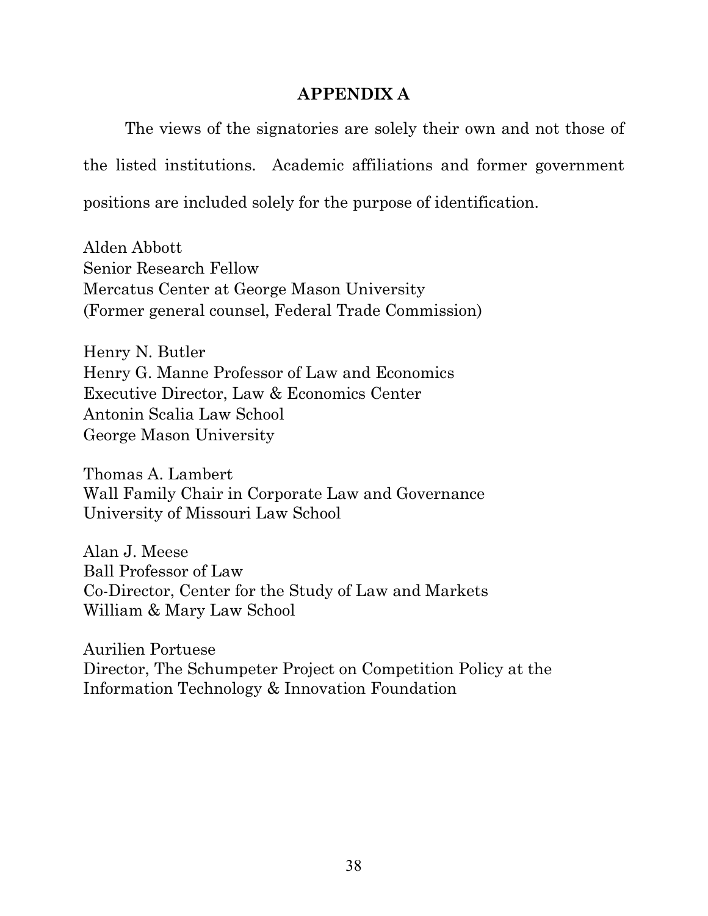## APPENDIX A

The views of the signatories are solely their own and not those of the listed institutions. Academic affiliations and former government positions are included solely for the purpose of identification.

Alden Abbott
Senior Research Fellow
Mercatus Center at George Mason University
(Former general counsel, Federal Trade Commission)

Henry N. Butler
Henry G. Manne Professor of Law and Economics
Executive Director, Law & Economics Center
Antonin Scalia Law School
George Mason University

Thomas A. Lambert
Wall Family Chair in Corporate Law and Governance
University of Missouri Law School

Alan J. Meese
Ball Professor of Law
Co-Director, Center for the Study of Law and Markets
William & Mary Law School

Aurilien Portuese
Director, The Schumpeter Project on Competition Policy at the Information Technology & Innovation Foundation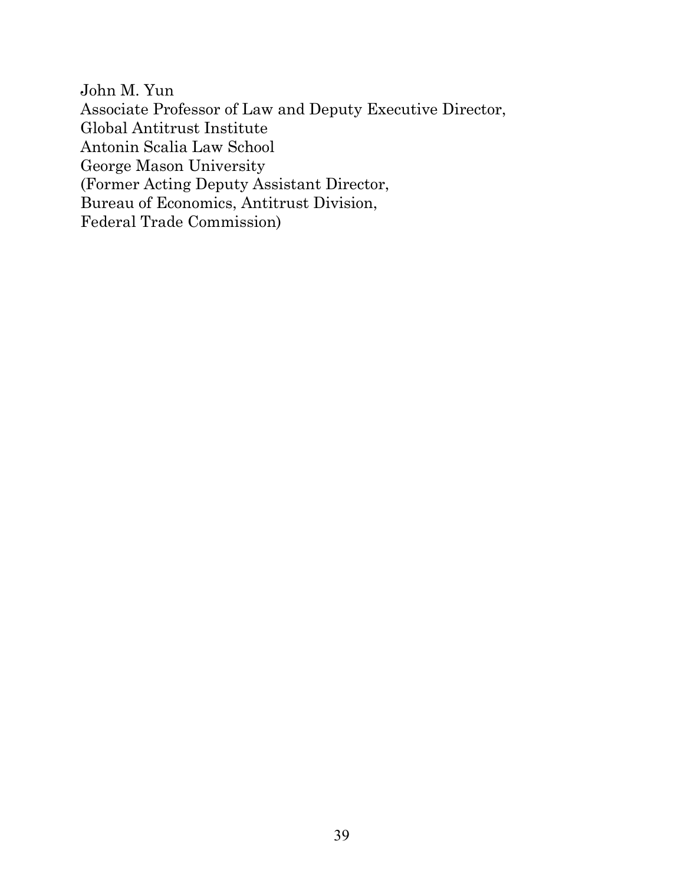John M. Yun
Associate Professor of Law and Deputy Executive Director,
Global Antitrust Institute
Antonin Scalia Law School
George Mason University
(Former Acting Deputy Assistant Director,
Bureau of Economics, Antitrust Division,
Federal Trade Commission)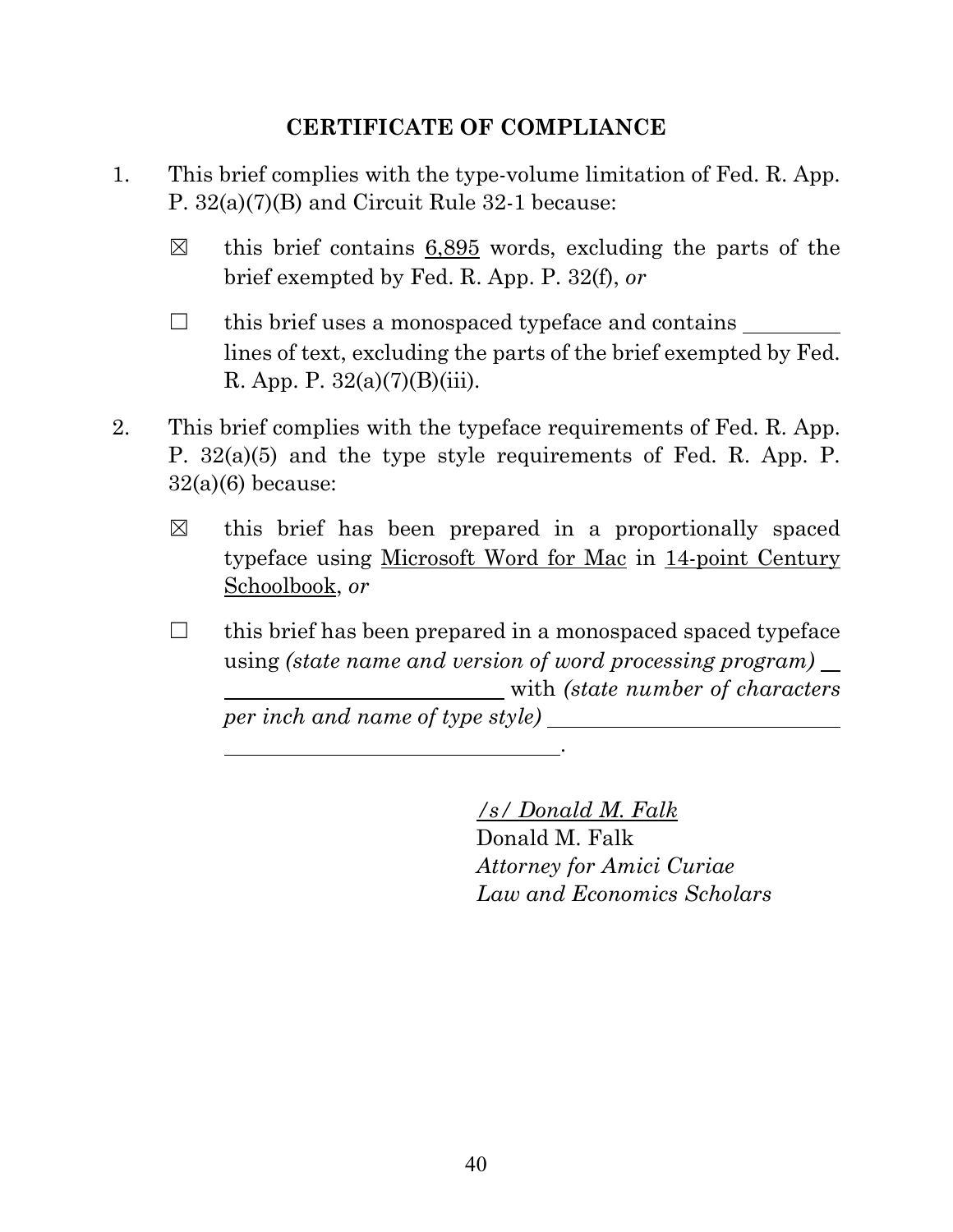## CERTIFICATE OF COMPLIANCE

1. This brief complies with the type-volume limitation of Fed. R. App. P. 32(a)(7)(B) and Circuit Rule 32-1 because:

   ☒ this brief contains 6,895 words, excluding the parts of the brief exempted by Fed. R. App. P. 32(f), *or*

   ☐ this brief uses a monospaced typeface and contains ________ lines of text, excluding the parts of the brief exempted by Fed. R. App. P. 32(a)(7)(B)(iii).

2. This brief complies with the typeface requirements of Fed. R. App. P. 32(a)(5) and the type style requirements of Fed. R. App. P. 32(a)(6) because:

   ☒ this brief has been prepared in a proportionally spaced typeface using Microsoft Word for Mac in 14-point Century Schoolbook, *or*

   ☐ this brief has been prepared in a monospaced spaced typeface using *(state name and version of word processing program)* ______________________________ with *(state number of characters per inch and name of type style)* ______________________________ ______________________________.

*/s/ Donald M. Falk*
Donald M. Falk
*Attorney for Amici Curiae*
*Law and Economics Scholars*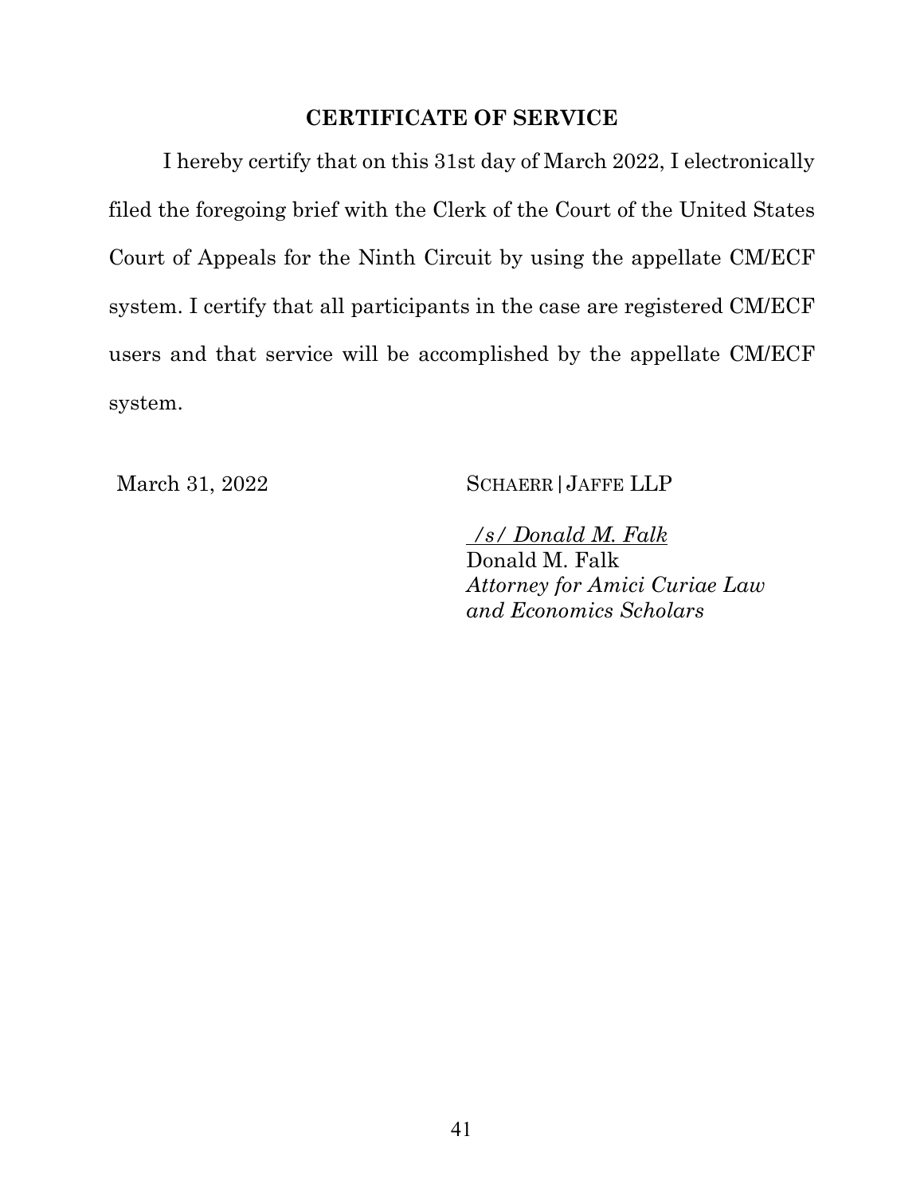## CERTIFICATE OF SERVICE

I hereby certify that on this 31st day of March 2022, I electronically filed the foregoing brief with the Clerk of the Court of the United States Court of Appeals for the Ninth Circuit by using the appellate CM/ECF system. I certify that all participants in the case are registered CM/ECF users and that service will be accomplished by the appellate CM/ECF system.

March 31, 2022

SCHAERR | JAFFE LLP

*/s/ Donald M. Falk*
Donald M. Falk
*Attorney for Amici Curiae Law and Economics Scholars*